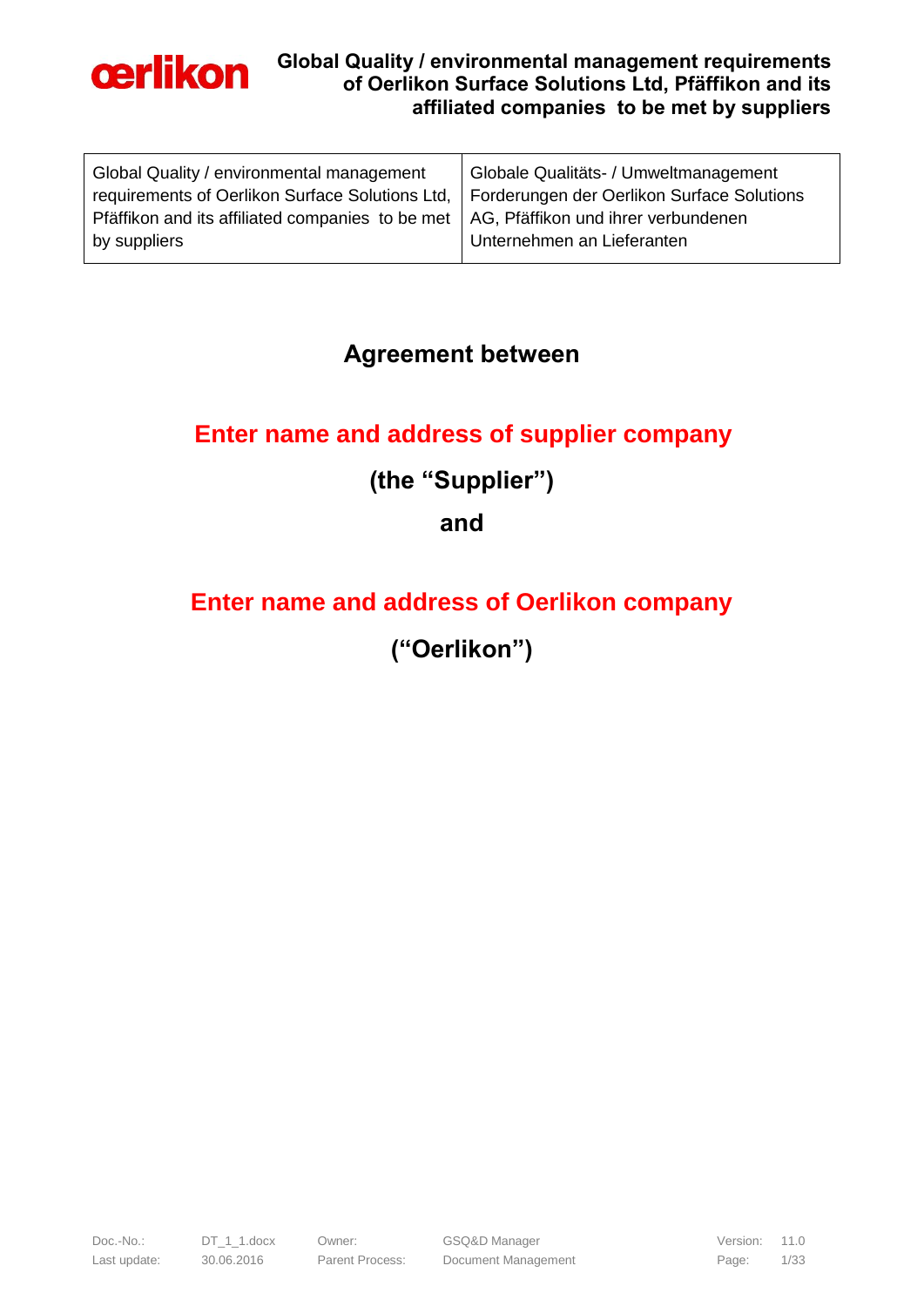| Global Quality / environmental management requirements of Oerlikon Surface Solutions Ltd, Pfäffikon and its affiliated companies to be met by suppliers | Globale Qualitäts- / Umweltmanagement Forderungen der Oerlikon Surface Solutions AG, Pfäffikon und ihrer verbundenen Unternehmen an Lieferanten |
|---|---|

# Agreement between

## Enter name and address of supplier company

## (the "Supplier")

## and

## Enter name and address of Oerlikon company

## ("Oerlikon")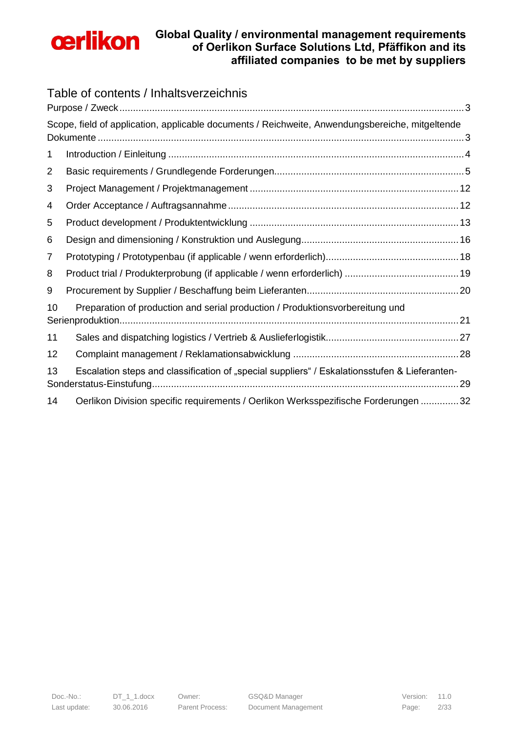# Table of contents / Inhaltsverzeichnis

Purpose / Zweck ................................................................................................................... 3

Scope, field of application, applicable documents / Reichweite, Anwendungsbereiche, mitgeltende Dokumente ................................................................................................................... 3

1 Introduction / Einleitung .................................................................................................. 4

2 Basic requirements / Grundlegende Forderungen.............................................................. 5

3 Project Management / Projektmanagement ...................................................................... 12

4 Order Acceptance / Auftragsannahme .............................................................................. 12

5 Product development / Produktentwicklung ..................................................................... 13

6 Design and dimensioning / Konstruktion und Auslegung................................................... 16

7 Prototyping / Prototypenbau (if applicable / wenn erforderlich)......................................... 18

8 Product trial / Produkterprobung (if applicable / wenn erforderlich) .................................. 19

9 Procurement by Supplier / Beschaffung beim Lieferanten.................................................. 20

10 Preparation of production and serial production / Produktionsvorbereitung und Serienproduktion................................................................................................................... 21

11 Sales and dispatching logistics / Vertrieb & Auslieferlogistik.......................................... 27

12 Complaint management / Reklamationsabwicklung ....................................................... 28

13 Escalation steps and classification of „special suppliers“ / Eskalationsstufen & Lieferanten-Sonderstatus-Einstufung.......................................................................................................... 29

14 Oerlikon Division specific requirements / Oerlikon Werksspezifische Forderungen .............. 32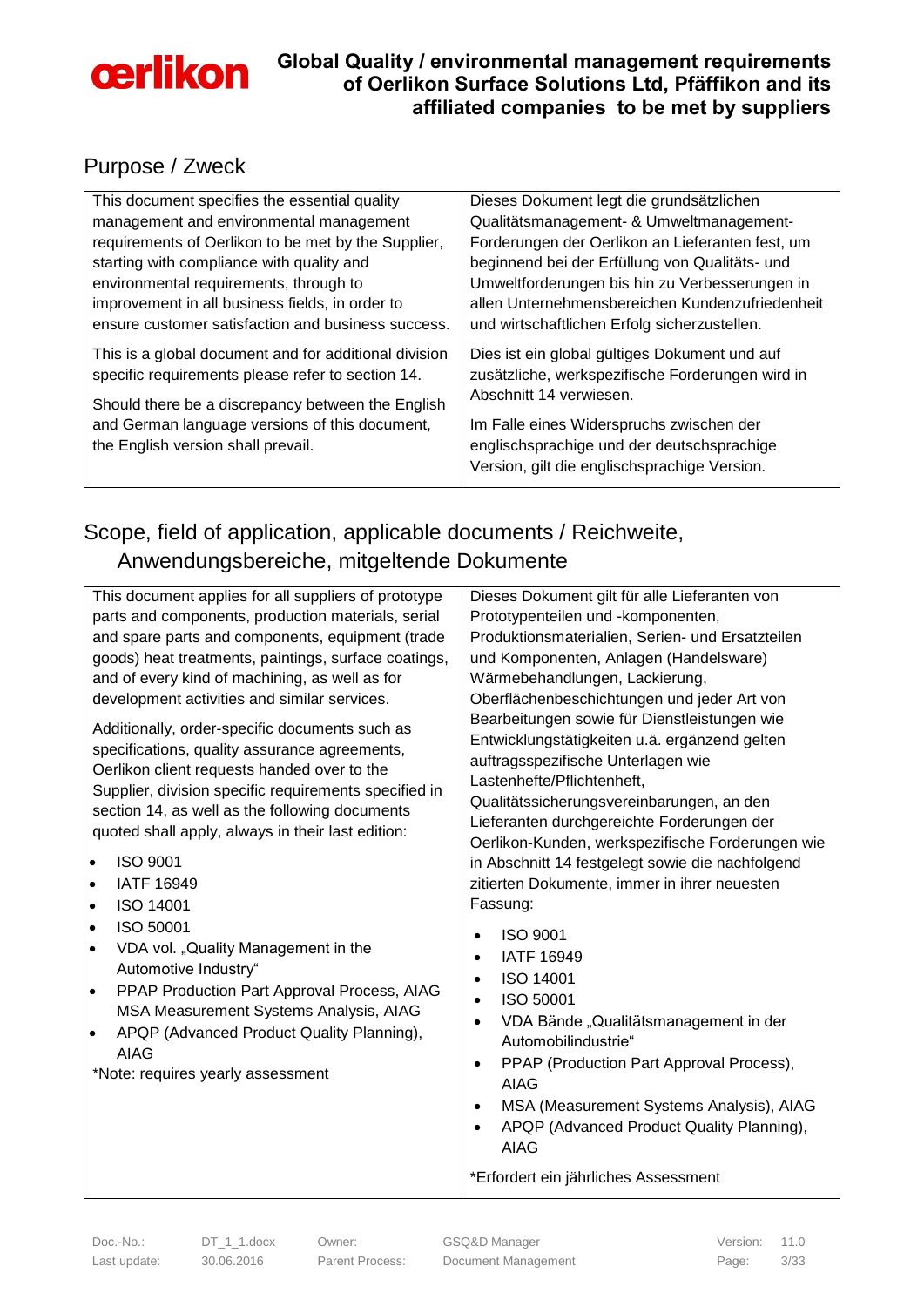## Purpose / Zweck

| | |
|---|---|
| This document specifies the essential quality management and environmental management requirements of Oerlikon to be met by the Supplier, starting with compliance with quality and environmental requirements, through to improvement in all business fields, in order to ensure customer satisfaction and business success.<br><br>This is a global document and for additional division specific requirements please refer to section 14.<br><br>Should there be a discrepancy between the English and German language versions of this document, the English version shall prevail. | Dieses Dokument legt die grundsätzlichen Qualitätsmanagement- & Umweltmanagement-Forderungen der Oerlikon an Lieferanten fest, um beginnend bei der Erfüllung von Qualitäts- und Umweltforderungen bis hin zu Verbesserungen in allen Unternehmensbereichen Kundenzufriedenheit und wirtschaftlichen Erfolg sicherzustellen.<br><br>Dies ist ein global gültiges Dokument und auf zusätzliche, werkspezifische Forderungen wird in Abschnitt 14 verwiesen.<br><br>Im Falle eines Widerspruchs zwischen der englischsprachige und der deutschsprachige Version, gilt die englischsprachige Version. |

## Scope, field of application, applicable documents / Reichweite, Anwendungsbereiche, mitgeltende Dokumente

| | |
|---|---|
| This document applies for all suppliers of prototype parts and components, production materials, serial and spare parts and components, equipment (trade goods) heat treatments, paintings, surface coatings, and of every kind of machining, as well as for development activities and similar services.<br><br>Additionally, order-specific documents such as specifications, quality assurance agreements, Oerlikon client requests handed over to the Supplier, division specific requirements specified in section 14, as well as the following documents quoted shall apply, always in their last edition:<br><br>• ISO 9001<br>• IATF 16949<br>• ISO 14001<br>• ISO 50001<br>• VDA vol. „Quality Management in the Automotive Industry“<br>• PPAP Production Part Approval Process, AIAG MSA Measurement Systems Analysis, AIAG<br>• APQP (Advanced Product Quality Planning), AIAG<br><br>*Note: requires yearly assessment | Dieses Dokument gilt für alle Lieferanten von Prototypenteilen und -komponenten, Produktionsmaterialien, Serien- und Ersatzteilen und Komponenten, Anlagen (Handelsware) Wärmebehandlungen, Lackierung, Oberflächenbeschichtungen und jeder Art von Bearbeitungen sowie für Dienstleistungen wie Entwicklungstätigkeiten u.ä. ergänzend gelten auftragsspezifische Unterlagen wie Lastenhefte/Pflichtenheft, Qualitätssicherungsvereinbarungen, an den Lieferanten durchgereichte Forderungen der Oerlikon-Kunden, werkspezifische Forderungen wie in Abschnitt 14 festgelegt sowie die nachfolgend zitierten Dokumente, immer in ihrer neuesten Fassung:<br><br>• ISO 9001<br>• IATF 16949<br>• ISO 14001<br>• ISO 50001<br>• VDA Bände „Qualitätsmanagement in der Automobilindustrie“<br>• PPAP (Production Part Approval Process), AIAG<br>• MSA (Measurement Systems Analysis), AIAG<br>• APQP (Advanced Product Quality Planning), AIAG<br><br>*Erfordert ein jährliches Assessment |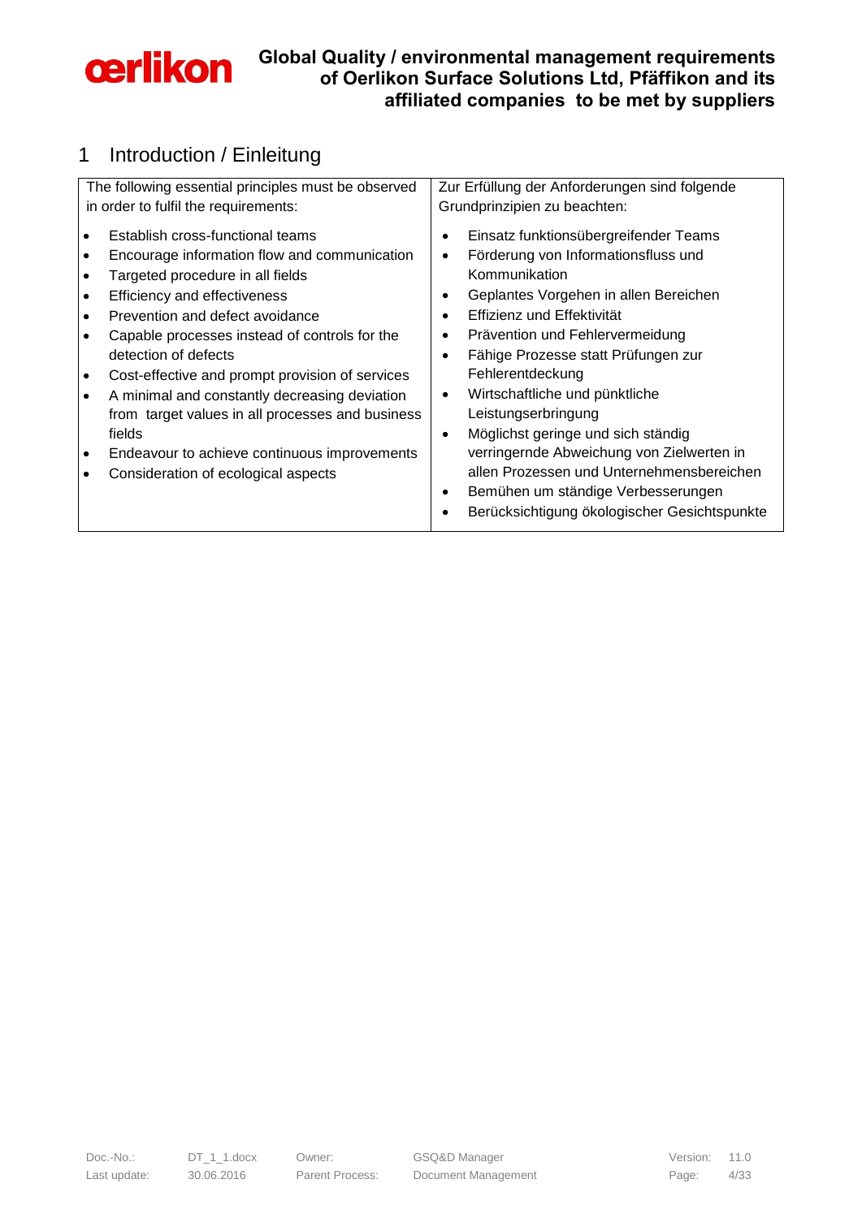# 1 Introduction / Einleitung

| The following essential principles must be observed in order to fulfil the requirements: | Zur Erfüllung der Anforderungen sind folgende Grundprinzipien zu beachten: |
|---|---|
| • Establish cross-functional teams<br>• Encourage information flow and communication<br>• Targeted procedure in all fields<br>• Efficiency and effectiveness<br>• Prevention and defect avoidance<br>• Capable processes instead of controls for the detection of defects<br>• Cost-effective and prompt provision of services<br>• A minimal and constantly decreasing deviation from target values in all processes and business fields<br>• Endeavour to achieve continuous improvements<br>• Consideration of ecological aspects | • Einsatz funktionsübergreifender Teams<br>• Förderung von Informationsfluss und Kommunikation<br>• Geplantes Vorgehen in allen Bereichen<br>• Effizienz und Effektivität<br>• Prävention und Fehlervermeidung<br>• Fähige Prozesse statt Prüfungen zur Fehlerentdeckung<br>• Wirtschaftliche und pünktliche Leistungserbringung<br>• Möglichst geringe und sich ständig verringernde Abweichung von Zielwerten in allen Prozessen und Unternehmensbereichen<br>• Bemühen um ständige Verbesserungen<br>• Berücksichtigung ökologischer Gesichtspunkte |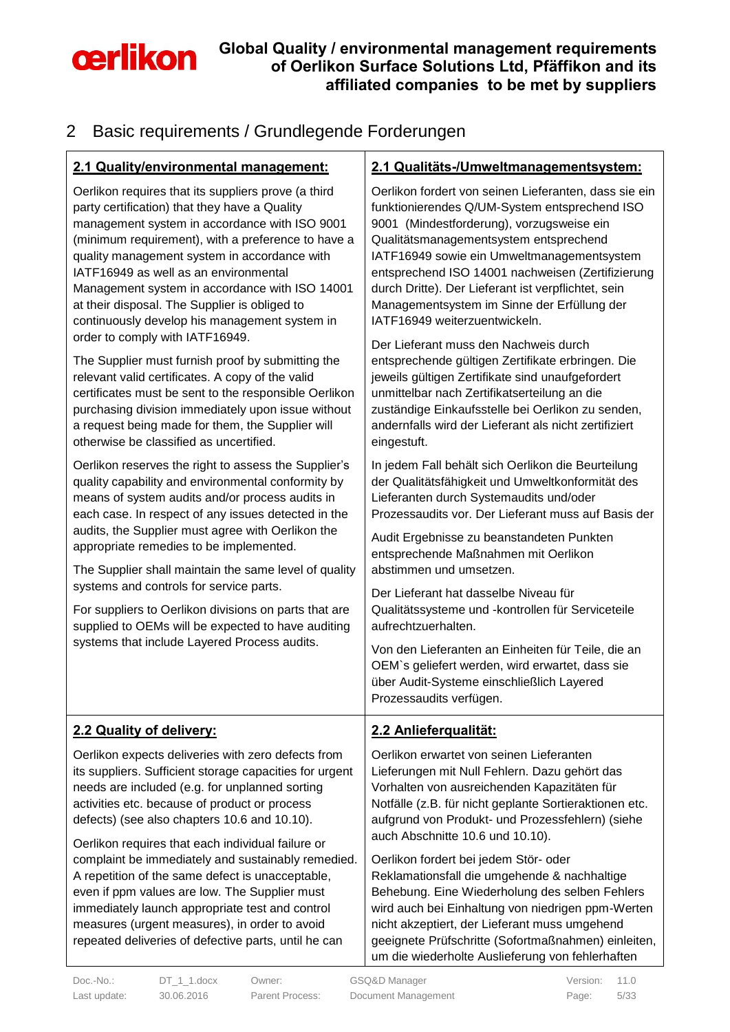## 2 Basic requirements / Grundlegende Forderungen

| **2.1 Quality/environmental management:** | **2.1 Qualitäts-/Umweltmanagementsystem:** |
| --- | --- |
| Oerlikon requires that its suppliers prove (a third party certification) that they have a Quality management system in accordance with ISO 9001 (minimum requirement), with a preference to have a quality management system in accordance with IATF16949 as well as an environmental Management system in accordance with ISO 14001 at their disposal. The Supplier is obliged to continuously develop his management system in order to comply with IATF16949.<br><br>The Supplier must furnish proof by submitting the relevant valid certificates. A copy of the valid certificates must be sent to the responsible Oerlikon purchasing division immediately upon issue without a request being made for them, the Supplier will otherwise be classified as uncertified.<br><br>Oerlikon reserves the right to assess the Supplier's quality capability and environmental conformity by means of system audits and/or process audits in each case. In respect of any issues detected in the audits, the Supplier must agree with Oerlikon the appropriate remedies to be implemented.<br><br>The Supplier shall maintain the same level of quality systems and controls for service parts.<br><br>For suppliers to Oerlikon divisions on parts that are supplied to OEMs will be expected to have auditing systems that include Layered Process audits. | Oerlikon fordert von seinen Lieferanten, dass sie ein funktionierendes Q/UM-System entsprechend ISO 9001 (Mindestforderung), vorzugsweise ein Qualitätsmanagementsystem entsprechend IATF16949 sowie ein Umweltmanagementsystem entsprechend ISO 14001 nachweisen (Zertifizierung durch Dritte). Der Lieferant ist verpflichtet, sein Managementsystem im Sinne der Erfüllung der IATF16949 weiterzuentwickeln.<br><br>Der Lieferant muss den Nachweis durch entsprechende gültigen Zertifikate erbringen. Die jeweils gültigen Zertifikate sind unaufgefordert unmittelbar nach Zertifikatserteilung an die zuständige Einkaufsstelle bei Oerlikon zu senden, andernfalls wird der Lieferant als nicht zertifiziert eingestuft.<br><br>In jedem Fall behält sich Oerlikon die Beurteilung der Qualitätsfähigkeit und Umweltkonformität des Lieferanten durch Systemaudits und/oder Prozessaudits vor. Der Lieferant muss auf Basis der Audit Ergebnisse zu beanstandeten Punkten entsprechende Maßnahmen mit Oerlikon abstimmen und umsetzen.<br><br>Der Lieferant hat dasselbe Niveau für Qualitätssysteme und -kontrollen für Serviceteile aufrechtzuerhalten.<br><br>Von den Lieferanten an Einheiten für Teile, die an OEM`s geliefert werden, wird erwartet, dass sie über Audit-Systeme einschließlich Layered Prozessaudits verfügen. |
| **2.2 Quality of delivery:** | **2.2 Anlieferqualität:** |
| Oerlikon expects deliveries with zero defects from its suppliers. Sufficient storage capacities for urgent needs are included (e.g. for unplanned sorting activities etc. because of product or process defects) (see also chapters 10.6 and 10.10).<br><br>Oerlikon requires that each individual failure or complaint be immediately and sustainably remedied. A repetition of the same defect is unacceptable, even if ppm values are low. The Supplier must immediately launch appropriate test and control measures (urgent measures), in order to avoid repeated deliveries of defective parts, until he can | Oerlikon erwartet von seinen Lieferanten Lieferungen mit Null Fehlern. Dazu gehört das Vorhalten von ausreichenden Kapazitäten für Notfälle (z.B. für nicht geplante Sortieraktionen etc. aufgrund von Produkt- und Prozessfehlern) (siehe auch Abschnitte 10.6 und 10.10).<br><br>Oerlikon fordert bei jedem Stör- oder Reklamationsfall die umgehende & nachhaltige Behebung. Eine Wiederholung des selben Fehlers wird auch bei Einhaltung von niedrigen ppm-Werten nicht akzeptiert, der Lieferant muss umgehend geeignete Prüfschritte (Sofortmaßnahmen) einleiten, um die wiederholte Auslieferung von fehlerhaften |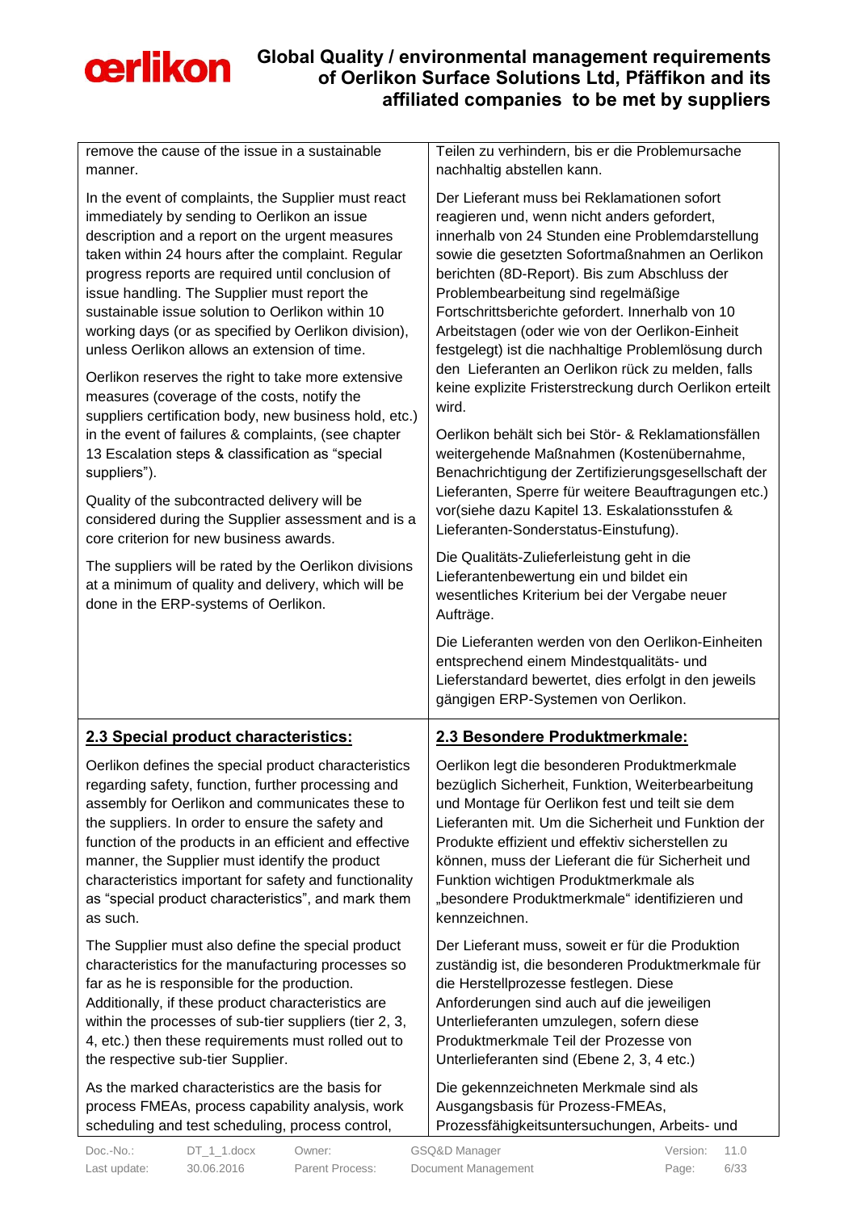| | |
|---|---|
| remove the cause of the issue in a sustainable manner.<br><br>In the event of complaints, the Supplier must react immediately by sending to Oerlikon an issue description and a report on the urgent measures taken within 24 hours after the complaint. Regular progress reports are required until conclusion of issue handling. The Supplier must report the sustainable issue solution to Oerlikon within 10 working days (or as specified by Oerlikon division), unless Oerlikon allows an extension of time.<br><br>Oerlikon reserves the right to take more extensive measures (coverage of the costs, notify the suppliers certification body, new business hold, etc.) in the event of failures & complaints, (see chapter 13 Escalation steps & classification as "special suppliers").<br><br>Quality of the subcontracted delivery will be considered during the Supplier assessment and is a core criterion for new business awards.<br><br>The suppliers will be rated by the Oerlikon divisions at a minimum of quality and delivery, which will be done in the ERP-systems of Oerlikon. | Teilen zu verhindern, bis er die Problemursache nachhaltig abstellen kann.<br><br>Der Lieferant muss bei Reklamationen sofort reagieren und, wenn nicht anders gefordert, innerhalb von 24 Stunden eine Problemdarstellung sowie die gesetzten Sofortmaßnahmen an Oerlikon berichten (8D-Report). Bis zum Abschluss der Problembearbeitung sind regelmäßige Fortschrittsberichte gefordert. Innerhalb von 10 Arbeitstagen (oder wie von der Oerlikon-Einheit festgelegt) ist die nachhaltige Problemlösung durch den Lieferanten an Oerlikon rück zu melden, falls keine explizite Fristerstreckung durch Oerlikon erteilt wird.<br><br>Oerlikon behält sich bei Stör- & Reklamationsfällen weitergehende Maßnahmen (Kostenübernahme, Benachrichtigung der Zertifizierungsgesellschaft der Lieferanten, Sperre für weitere Beauftragungen etc.) vor(siehe dazu Kapitel 13. Eskalationsstufen & Lieferanten-Sonderstatus-Einstufung).<br><br>Die Qualitäts-Zulieferleistung geht in die Lieferantenbewertung ein und bildet ein wesentliches Kriterium bei der Vergabe neuer Aufträge.<br><br>Die Lieferanten werden von den Oerlikon-Einheiten entsprechend einem Mindestqualitäts- und Lieferstandard bewertet, dies erfolgt in den jeweils gängigen ERP-Systemen von Oerlikon. |
| **<u>2.3 Special product characteristics:</u>**<br><br>Oerlikon defines the special product characteristics regarding safety, function, further processing and assembly for Oerlikon and communicates these to the suppliers. In order to ensure the safety and function of the products in an efficient and effective manner, the Supplier must identify the product characteristics important for safety and functionality as "special product characteristics", and mark them as such.<br><br>The Supplier must also define the special product characteristics for the manufacturing processes so far as he is responsible for the production. Additionally, if these product characteristics are within the processes of sub-tier suppliers (tier 2, 3, 4, etc.) then these requirements must rolled out to the respective sub-tier Supplier.<br><br>As the marked characteristics are the basis for process FMEAs, process capability analysis, work scheduling and test scheduling, process control, | **<u>2.3 Besondere Produktmerkmale:</u>**<br><br>Oerlikon legt die besonderen Produktmerkmale bezüglich Sicherheit, Funktion, Weiterbearbeitung und Montage für Oerlikon fest und teilt sie dem Lieferanten mit. Um die Sicherheit und Funktion der Produkte effizient und effektiv sicherstellen zu können, muss der Lieferant die für Sicherheit und Funktion wichtigen Produktmerkmale als „besondere Produktmerkmale" identifizieren und kennzeichnen.<br><br>Der Lieferant muss, soweit er für die Produktion zuständig ist, die besonderen Produktmerkmale für die Herstellprozesse festlegen. Diese Anforderungen sind auch auf die jeweiligen Unterlieferanten umzulegen, sofern diese Produktmerkmale Teil der Prozesse von Unterlieferanten sind (Ebene 2, 3, 4 etc.)<br><br>Die gekennzeichneten Merkmale sind als Ausgangsbasis für Prozess-FMEAs, Prozessfähigkeitsuntersuchungen, Arbeits- und |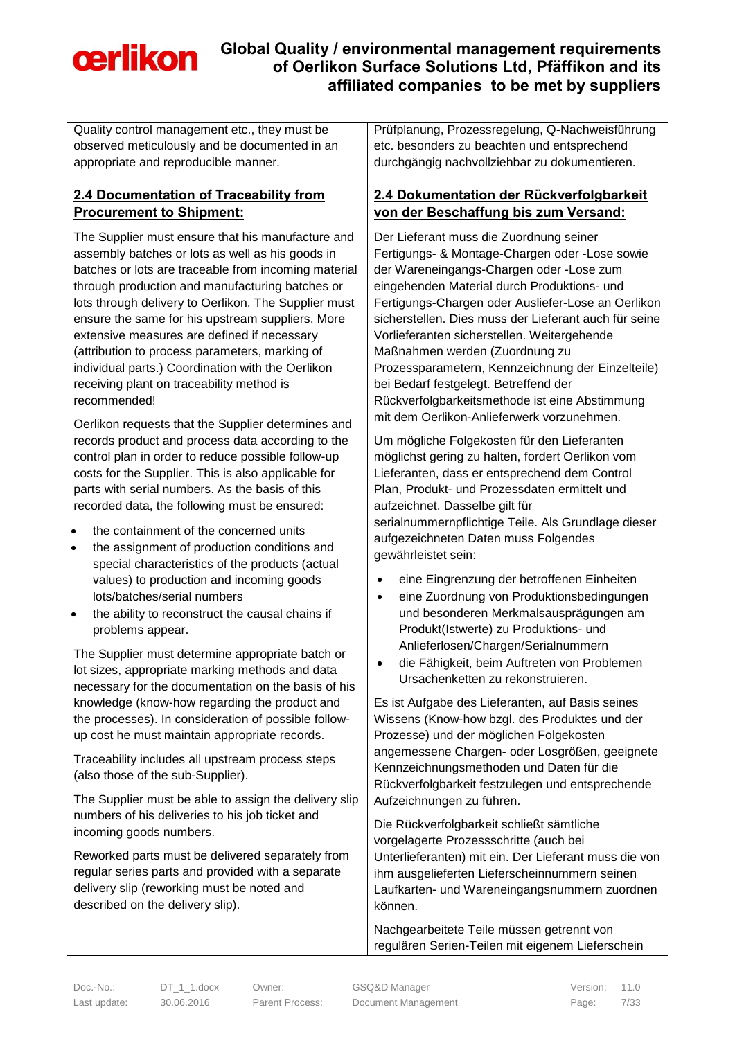| | |
|---|---|
| Quality control management etc., they must be observed meticulously and be documented in an appropriate and reproducible manner. | Prüfplanung, Prozessregelung, Q-Nachweisführung etc. besonders zu beachten und entsprechend durchgängig nachvollziehbar zu dokumentieren. |
| **2.4 Documentation of Traceability from Procurement to Shipment:**<br><br>The Supplier must ensure that his manufacture and assembly batches or lots as well as his goods in batches or lots are traceable from incoming material through production and manufacturing batches or lots through delivery to Oerlikon. The Supplier must ensure the same for his upstream suppliers. More extensive measures are defined if necessary (attribution to process parameters, marking of individual parts.) Coordination with the Oerlikon receiving plant on traceability method is recommended!<br><br>Oerlikon requests that the Supplier determines and records product and process data according to the control plan in order to reduce possible follow-up costs for the Supplier. This is also applicable for parts with serial numbers. As the basis of this recorded data, the following must be ensured:<br><br>• the containment of the concerned units<br>• the assignment of production conditions and special characteristics of the products (actual values) to production and incoming goods lots/batches/serial numbers<br>• the ability to reconstruct the causal chains if problems appear.<br><br>The Supplier must determine appropriate batch or lot sizes, appropriate marking methods and data necessary for the documentation on the basis of his knowledge (know-how regarding the product and the processes). In consideration of possible follow-up cost he must maintain appropriate records.<br><br>Traceability includes all upstream process steps (also those of the sub-Supplier).<br><br>The Supplier must be able to assign the delivery slip numbers of his deliveries to his job ticket and incoming goods numbers.<br><br>Reworked parts must be delivered separately from regular series parts and provided with a separate delivery slip (reworking must be noted and described on the delivery slip). | **2.4 Dokumentation der Rückverfolgbarkeit von der Beschaffung bis zum Versand:**<br><br>Der Lieferant muss die Zuordnung seiner Fertigungs- & Montage-Chargen oder -Lose sowie der Wareneingangs-Chargen oder -Lose zum eingehenden Material durch Produktions- und Fertigungs-Chargen oder Auslieferlose an Oerlikon sicherstellen. Dies muss der Lieferant auch für seine Vorlieferanten sicherstellen. Weitergehende Maßnahmen werden (Zuordnung zu Prozessparametern, Kennzeichnung der Einzelteile) bei Bedarf festgelegt. Betreffend der Rückverfolgbarkeitsmethode ist eine Abstimmung mit dem Oerlikon-Anlieferwerk vorzunehmen.<br><br>Um mögliche Folgekosten für den Lieferanten möglichst gering zu halten, fordert Oerlikon vom Lieferanten, dass er entsprechend dem Control Plan, Produkt- und Prozessdaten ermittelt und aufzeichnet. Dasselbe gilt für serialnummernpflichtige Teile. Als Grundlage dieser aufgezeichneten Daten muss Folgendes gewährleistet sein:<br><br>• eine Eingrenzung der betroffenen Einheiten<br>• eine Zuordnung von Produktionsbedingungen und besonderen Merkmalsausprägungen am Produkt(Istwerte) zu Produktions- und Anlieferlosen/Chargen/Serialnummern<br>• die Fähigkeit, beim Auftreten von Problemen Ursachenketten zu rekonstruieren.<br><br>Es ist Aufgabe des Lieferanten, auf Basis seines Wissens (Know-how bzgl. des Produktes und der Prozesse) und der möglichen Folgekosten angemessene Chargen- oder Losgrößen, geeignete Kennzeichnungsmethoden und Daten für die Rückverfolgbarkeit festzulegen und entsprechende Aufzeichnungen zu führen.<br><br>Die Rückverfolgbarkeit schließt sämtliche vorgelagerte Prozessschritte (auch bei Unterlieferanten) mit ein. Der Lieferant muss die von ihm ausgelieferten Lieferscheinnummern seinen Laufkarten- und Wareneingangsnummern zuordnen können.<br><br>Nachgearbeitete Teile müssen getrennt von regulären Serien-Teilen mit eigenem Lieferschein |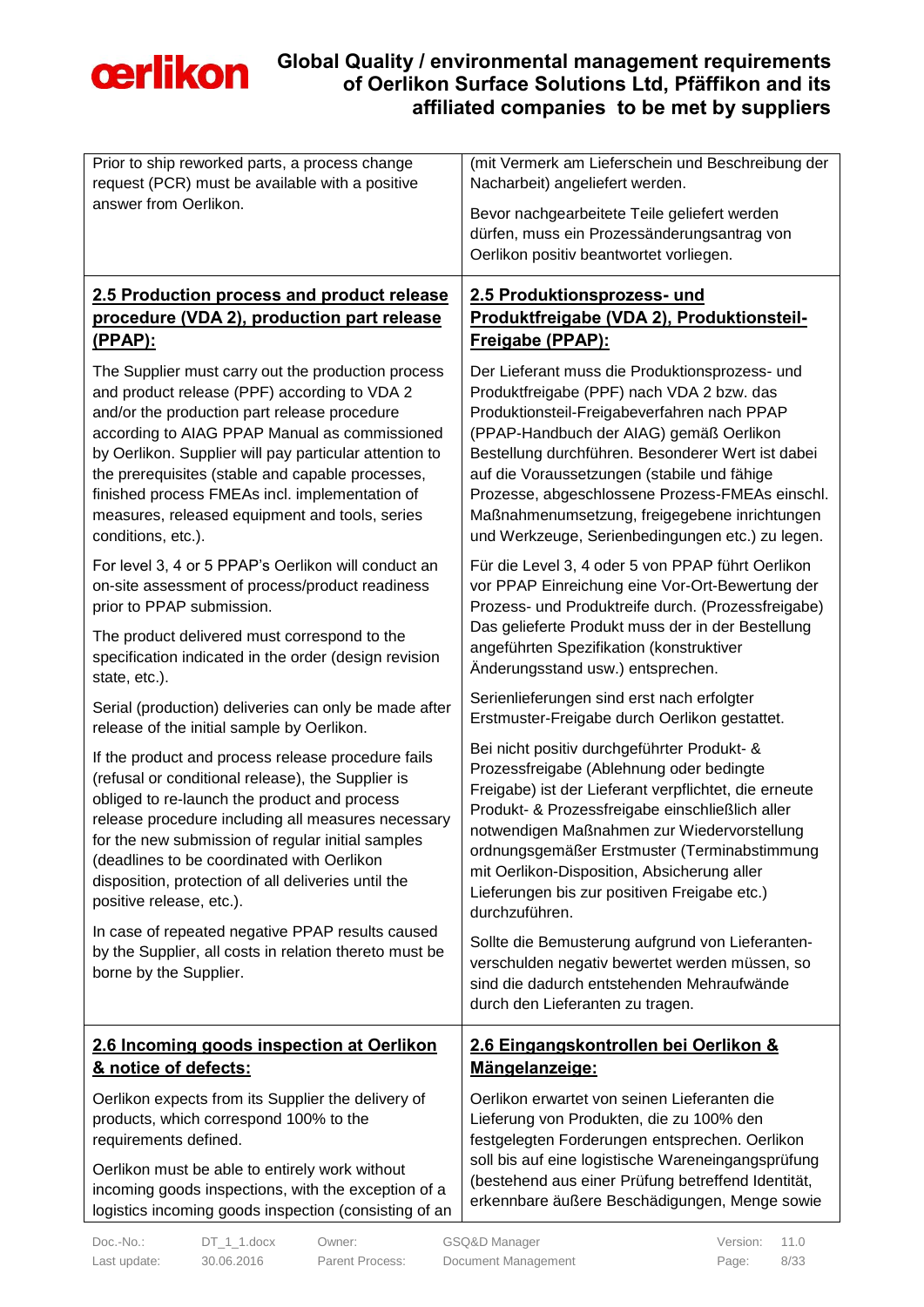| | |
|---|---|
| Prior to ship reworked parts, a process change request (PCR) must be available with a positive answer from Oerlikon. | (mit Vermerk am Lieferschein und Beschreibung der Nacharbeit) angeliefert werden.<br><br>Bevor nachgearbeitete Teile geliefert werden dürfen, muss ein Prozessänderungsantrag von Oerlikon positiv beantwortet vorliegen. |
| **2.5 Production process and product release procedure (VDA 2), production part release (PPAP):**<br><br>The Supplier must carry out the production process and product release (PPF) according to VDA 2 and/or the production part release procedure according to AIAG PPAP Manual as commissioned by Oerlikon. Supplier will pay particular attention to the prerequisites (stable and capable processes, finished process FMEAs incl. implementation of measures, released equipment and tools, series conditions, etc.).<br><br>For level 3, 4 or 5 PPAP's Oerlikon will conduct an on-site assessment of process/product readiness prior to PPAP submission.<br><br>The product delivered must correspond to the specification indicated in the order (design revision state, etc.).<br><br>Serial (production) deliveries can only be made after release of the initial sample by Oerlikon.<br><br>If the product and process release procedure fails (refusal or conditional release), the Supplier is obliged to re-launch the product and process release procedure including all measures necessary for the new submission of regular initial samples (deadlines to be coordinated with Oerlikon disposition, protection of all deliveries until the positive release, etc.).<br><br>In case of repeated negative PPAP results caused by the Supplier, all costs in relation thereto must be borne by the Supplier. | **2.5 Produktionsprozess- und Produktfreigabe (VDA 2), Produktionsteil-Freigabe (PPAP):**<br><br>Der Lieferant muss die Produktionsprozess- und Produktfreigabe (PPF) nach VDA 2 bzw. das Produktionsteil-Freigabeverfahren nach PPAP (PPAP-Handbuch der AIAG) gemäß Oerlikon Bestellung durchführen. Besonderer Wert ist dabei auf die Voraussetzungen (stabile und fähige Prozesse, abgeschlossene Prozess-FMEAs einschl. Maßnahmenumsetzung, freigegebene inrichtungen und Werkzeuge, Serienbedingungen etc.) zu legen.<br><br>Für die Level 3, 4 oder 5 von PPAP führt Oerlikon vor PPAP Einreichung eine Vor-Ort-Bewertung der Prozess- und Produktreife durch. (Prozessfreigabe) Das gelieferte Produkt muss der in der Bestellung angeführten Spezifikation (konstruktiver Änderungsstand usw.) entsprechen.<br><br>Serienlieferungen sind erst nach erfolgter Erstmuster-Freigabe durch Oerlikon gestattet.<br><br>Bei nicht positiv durchgeführter Produkt- & Prozessfreigabe (Ablehnung oder bedingte Freigabe) ist der Lieferant verpflichtet, die erneute Produkt- & Prozessfreigabe einschließlich aller notwendigen Maßnahmen zur Wiedervorstellung ordnungsgemäßer Erstmuster (Terminabstimmung mit Oerlikon-Disposition, Absicherung aller Lieferungen bis zur positiven Freigabe etc.) durchzuführen.<br><br>Sollte die Bemusterung aufgrund von Lieferanten-verschulden negativ bewertet werden müssen, so sind die dadurch entstehenden Mehraufwände durch den Lieferanten zu tragen. |
| **2.6 Incoming goods inspection at Oerlikon & notice of defects:**<br><br>Oerlikon expects from its Supplier the delivery of products, which correspond 100% to the requirements defined.<br><br>Oerlikon must be able to entirely work without incoming goods inspections, with the exception of a logistics incoming goods inspection (consisting of an | **2.6 Eingangskontrollen bei Oerlikon & Mängelanzeige:**<br><br>Oerlikon erwartet von seinen Lieferanten die Lieferung von Produkten, die zu 100% den festgelegten Forderungen entsprechen. Oerlikon soll bis auf eine logistische Wareneingangsprüfung (bestehend aus einer Prüfung betreffend Identität, erkennbare äußere Beschädigungen, Menge sowie |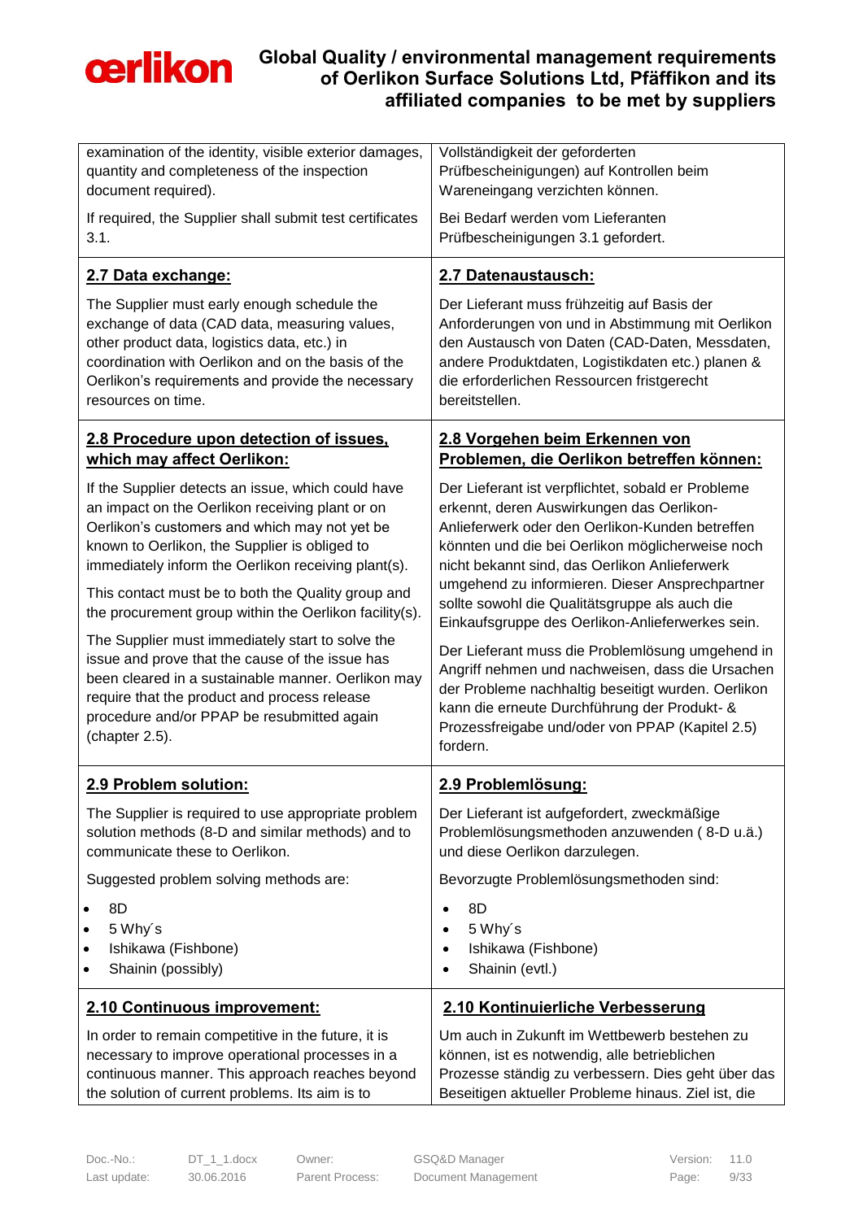| | |
|---|---|
| examination of the identity, visible exterior damages, quantity and completeness of the inspection document required).<br><br>If required, the Supplier shall submit test certificates 3.1. | Vollständigkeit der geforderten Prüfbescheinigungen) auf Kontrollen beim Wareneingang verzichten können.<br><br>Bei Bedarf werden vom Lieferanten Prüfbescheinigungen 3.1 gefordert. |
| **2.7 Data exchange:**<br><br>The Supplier must early enough schedule the exchange of data (CAD data, measuring values, other product data, logistics data, etc.) in coordination with Oerlikon and on the basis of the Oerlikon's requirements and provide the necessary resources on time. | **2.7 Datenaustausch:**<br><br>Der Lieferant muss frühzeitig auf Basis der Anforderungen von und in Abstimmung mit Oerlikon den Austausch von Daten (CAD-Daten, Messdaten, andere Produktdaten, Logistikdaten etc.) planen & die erforderlichen Ressourcen fristgerecht bereitstellen. |
| **2.8 Procedure upon detection of issues, which may affect Oerlikon:**<br><br>If the Supplier detects an issue, which could have an impact on the Oerlikon receiving plant or on Oerlikon's customers and which may not yet be known to Oerlikon, the Supplier is obliged to immediately inform the Oerlikon receiving plant(s).<br><br>This contact must be to both the Quality group and the procurement group within the Oerlikon facility(s).<br><br>The Supplier must immediately start to solve the issue and prove that the cause of the issue has been cleared in a sustainable manner. Oerlikon may require that the product and process release procedure and/or PPAP be resubmitted again (chapter 2.5). | **2.8 Vorgehen beim Erkennen von Problemen, die Oerlikon betreffen können:**<br><br>Der Lieferant ist verpflichtet, sobald er Probleme erkennt, deren Auswirkungen das Oerlikon-Anlieferwerk oder den Oerlikon-Kunden betreffen könnten und die bei Oerlikon möglicherweise noch nicht bekannt sind, das Oerlikon Anlieferwerk umgehend zu informieren. Dieser Ansprechpartner sollte sowohl die Qualitätsgruppe als auch die Einkaufsgruppe des Oerlikon-Anlieferwerkes sein.<br><br>Der Lieferant muss die Problemlösung umgehend in Angriff nehmen und nachweisen, dass die Ursachen der Probleme nachhaltig beseitigt wurden. Oerlikon kann die erneute Durchführung der Produkt- & Prozessfreigabe und/oder von PPAP (Kapitel 2.5) fordern. |
| **2.9 Problem solution:**<br><br>The Supplier is required to use appropriate problem solution methods (8-D and similar methods) and to communicate these to Oerlikon.<br><br>Suggested problem solving methods are:<br><br>• 8D<br>• 5 Why´s<br>• Ishikawa (Fishbone)<br>• Shainin (possibly) | **2.9 Problemlösung:**<br><br>Der Lieferant ist aufgefordert, zweckmäßige Problemlösungsmethoden anzuwenden ( 8-D u.ä.) und diese Oerlikon darzulegen.<br><br>Bevorzugte Problemlösungsmethoden sind:<br><br>• 8D<br>• 5 Why´s<br>• Ishikawa (Fishbone)<br>• Shainin (evtl.) |
| **2.10 Continuous improvement:**<br><br>In order to remain competitive in the future, it is necessary to improve operational processes in a continuous manner. This approach reaches beyond the solution of current problems. Its aim is to | **2.10 Kontinuierliche Verbesserung**<br><br>Um auch in Zukunft im Wettbewerb bestehen zu können, ist es notwendig, alle betrieblichen Prozesse ständig zu verbessern. Dies geht über das Beseitigen aktueller Probleme hinaus. Ziel ist, die |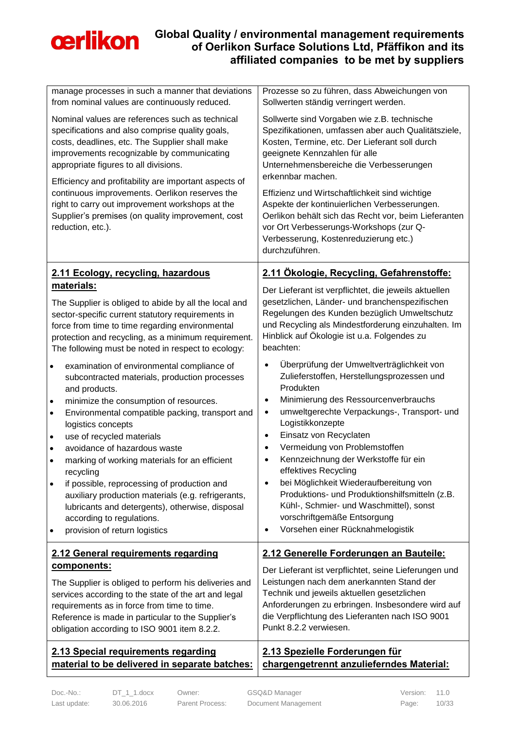| | |
|---|---|
| manage processes in such a manner that deviations from nominal values are continuously reduced.<br><br>Nominal values are references such as technical specifications and also comprise quality goals, costs, deadlines, etc. The Supplier shall make improvements recognizable by communicating appropriate figures to all divisions.<br><br>Efficiency and profitability are important aspects of continuous improvements. Oerlikon reserves the right to carry out improvement workshops at the Supplier's premises (on quality improvement, cost reduction, etc.). | Prozesse so zu führen, dass Abweichungen von Sollwerten ständig verringert werden.<br><br>Sollwerte sind Vorgaben wie z.B. technische Spezifikationen, umfassen aber auch Qualitätsziele, Kosten, Termine, etc. Der Lieferant soll durch geeignete Kennzahlen für alle Unternehmensbereiche die Verbesserungen erkennbar machen.<br><br>Effizienz und Wirtschaftlichkeit sind wichtige Aspekte der kontinuierlichen Verbesserungen. Oerlikon behält sich das Recht vor, beim Lieferanten vor Ort Verbesserungs-Workshops (zur Q-Verbesserung, Kostenreduzierung etc.) durchzuführen. |
| **2.11 Ecology, recycling, hazardous materials:**<br><br>The Supplier is obliged to abide by all the local and sector-specific current statutory requirements in force from time to time regarding environmental protection and recycling, as a minimum requirement. The following must be noted in respect to ecology:<br><br>• examination of environmental compliance of subcontracted materials, production processes and products.<br>• minimize the consumption of resources.<br>• Environmental compatible packing, transport and logistics concepts<br>• use of recycled materials<br>• avoidance of hazardous waste<br>• marking of working materials for an efficient recycling<br>• if possible, reprocessing of production and auxiliary production materials (e.g. refrigerants, lubricants and detergents), otherwise, disposal according to regulations.<br>• provision of return logistics | **2.11 Ökologie, Recycling, Gefahrenstoffe:**<br><br>Der Lieferant ist verpflichtet, die jeweils aktuellen gesetzlichen, Länder- und branchenspezifischen Regelungen des Kunden bezüglich Umweltschutz und Recycling als Mindestforderung einzuhalten. Im Hinblick auf Ökologie ist u.a. Folgendes zu beachten:<br><br>• Überprüfung der Umweltverträglichkeit von Zulieferstoffen, Herstellungsprozessen und Produkten<br>• Minimierung des Ressourcenverbrauchs<br>• umweltgerechte Verpackungs-, Transport- und Logistikkonzepte<br>• Einsatz von Recyclaten<br>• Vermeidung von Problemstoffen<br>• Kennzeichnung der Werkstoffe für ein effektives Recycling<br>• bei Möglichkeit Wiederaufbereitung von Produktions- und Produktionshilfsmitteln (z.B. Kühl-, Schmier- und Waschmittel), sonst vorschriftgemäße Entsorgung<br>• Vorsehen einer Rücknahmelogistik |
| **2.12 General requirements regarding components:**<br><br>The Supplier is obliged to perform his deliveries and services according to the state of the art and legal requirements as in force from time to time. Reference is made in particular to the Supplier's obligation according to ISO 9001 item 8.2.2. | **2.12 Generelle Forderungen an Bauteile:**<br><br>Der Lieferant ist verpflichtet, seine Lieferungen und Leistungen nach dem anerkannten Stand der Technik und jeweils aktuellen gesetzlichen Anforderungen zu erbringen. Insbesondere wird auf die Verpflichtung des Lieferanten nach ISO 9001 Punkt 8.2.2 verwiesen. |
| **2.13 Special requirements regarding material to be delivered in separate batches:** | **2.13 Spezielle Forderungen für chargengetrennt anzulieferndes Material:** |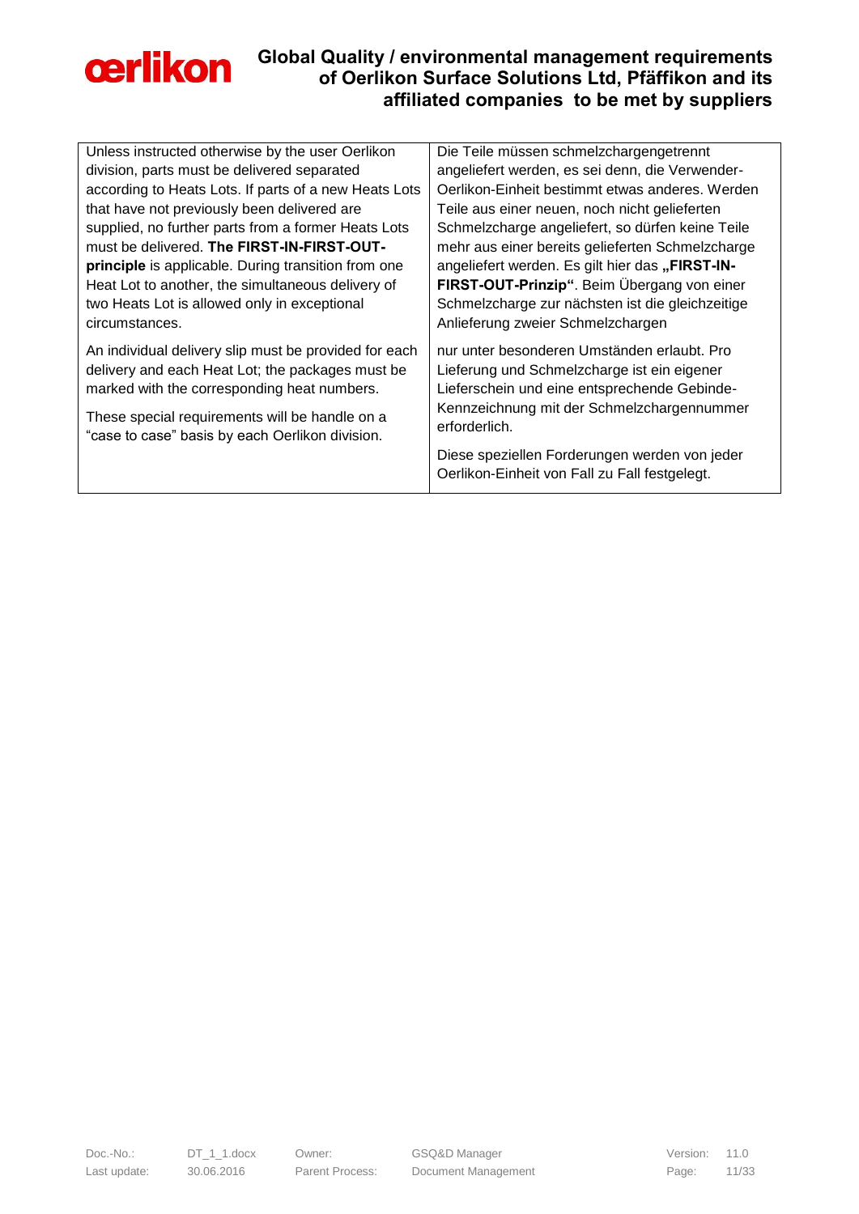| | |
|---|---|
| Unless instructed otherwise by the user Oerlikon division, parts must be delivered separated according to Heats Lots. If parts of a new Heats Lots that have not previously been delivered are supplied, no further parts from a former Heats Lots must be delivered. **The FIRST-IN-FIRST-OUT-principle** is applicable. During transition from one Heat Lot to another, the simultaneous delivery of two Heats Lot is allowed only in exceptional circumstances.<br><br>An individual delivery slip must be provided for each delivery and each Heat Lot; the packages must be marked with the corresponding heat numbers.<br><br>These special requirements will be handle on a "case to case" basis by each Oerlikon division. | Die Teile müssen schmelzchargengetrennt angeliefert werden, es sei denn, die Verwender-Oerlikon-Einheit bestimmt etwas anderes. Werden Teile aus einer neuen, noch nicht gelieferten Schmelzcharge angeliefert, so dürfen keine Teile mehr aus einer bereits gelieferten Schmelzcharge angeliefert werden. Es gilt hier das **„FIRST-IN-FIRST-OUT-Prinzip"**. Beim Übergang von einer Schmelzcharge zur nächsten ist die gleichzeitige Anlieferung zweier Schmelzchargen nur unter besonderen Umständen erlaubt. Pro Lieferung und Schmelzcharge ist ein eigener Lieferschein und eine entsprechende Gebinde-Kennzeichnung mit der Schmelzchargennummer erforderlich.<br><br>Diese speziellen Forderungen werden von jeder Oerlikon-Einheit von Fall zu Fall festgelegt. |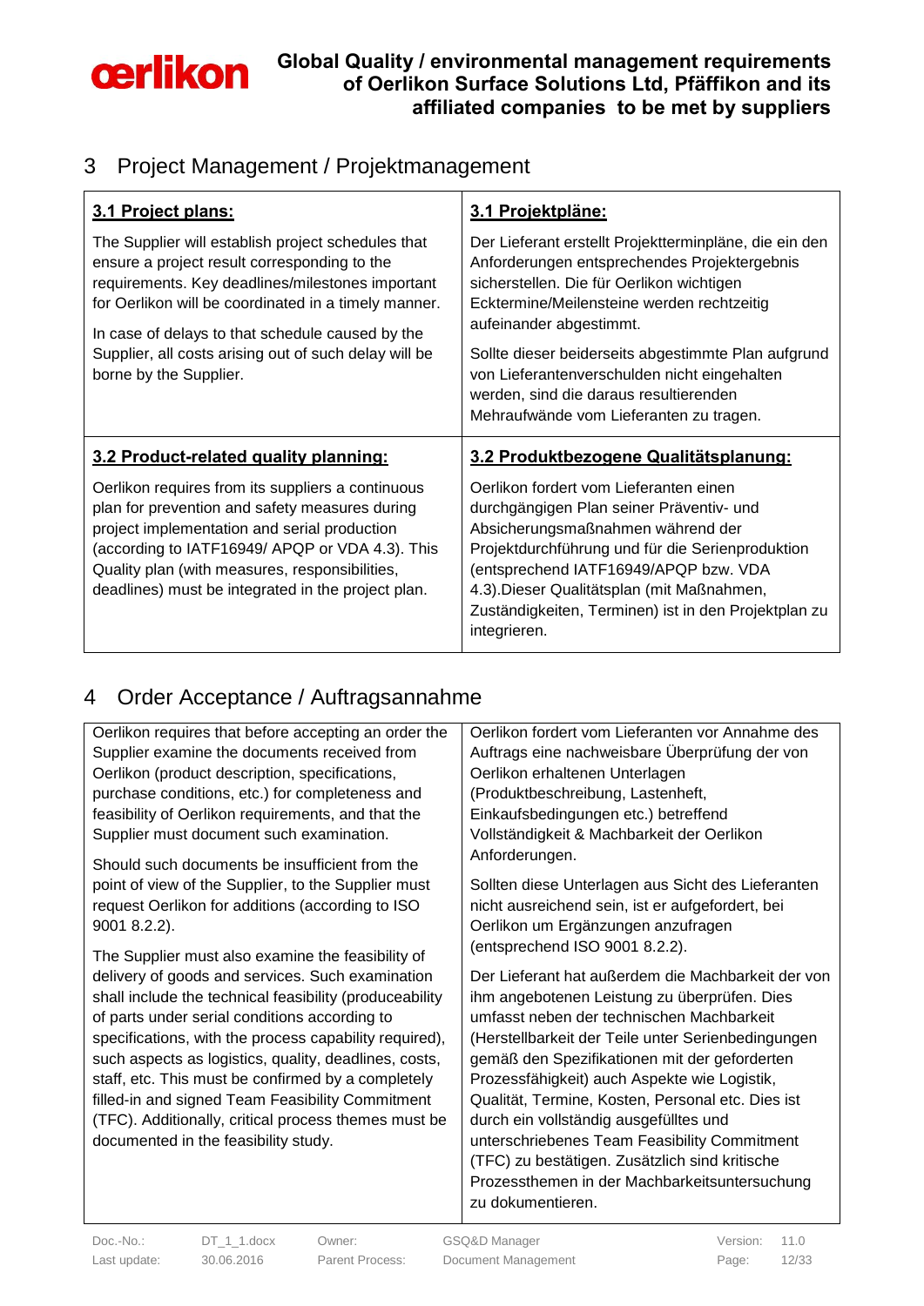## 3 Project Management / Projektmanagement

| **3.1 Project plans:** | **3.1 Projektpläne:** |
|---|---|
| The Supplier will establish project schedules that ensure a project result corresponding to the requirements. Key deadlines/milestones important for Oerlikon will be coordinated in a timely manner.<br><br>In case of delays to that schedule caused by the Supplier, all costs arising out of such delay will be borne by the Supplier. | Der Lieferant erstellt Projektterminpläne, die ein den Anforderungen entsprechendes Projektergebnis sicherstellen. Die für Oerlikon wichtigen Ecktermine/Meilensteine werden rechtzeitig aufeinander abgestimmt.<br><br>Sollte dieser beiderseits abgestimmte Plan aufgrund von Lieferantenverschulden nicht eingehalten werden, sind die daraus resultierenden Mehraufwände vom Lieferanten zu tragen. |
| **3.2 Product-related quality planning:**<br><br>Oerlikon requires from its suppliers a continuous plan for prevention and safety measures during project implementation and serial production (according to IATF16949/ APQP or VDA 4.3). This Quality plan (with measures, responsibilities, deadlines) must be integrated in the project plan. | **3.2 Produktbezogene Qualitätsplanung:**<br><br>Oerlikon fordert vom Lieferanten einen durchgängigen Plan seiner Präventiv- und Absicherungsmaßnahmen während der Projektdurchführung und für die Serienproduktion (entsprechend IATF16949/APQP bzw. VDA 4.3).Dieser Qualitätsplan (mit Maßnahmen, Zuständigkeiten, Terminen) ist in den Projektplan zu integrieren. |

## 4 Order Acceptance / Auftragsannahme

| Oerlikon requires that before accepting an order the Supplier examine the documents received from Oerlikon (product description, specifications, purchase conditions, etc.) for completeness and feasibility of Oerlikon requirements, and that the Supplier must document such examination.<br><br>Should such documents be insufficient from the point of view of the Supplier, to the Supplier must request Oerlikon for additions (according to ISO 9001 8.2.2).<br><br>The Supplier must also examine the feasibility of delivery of goods and services. Such examination shall include the technical feasibility (produceability of parts under serial conditions according to specifications, with the process capability required), such aspects as logistics, quality, deadlines, costs, staff, etc. This must be confirmed by a completely filled-in and signed Team Feasibility Commitment (TFC). Additionally, critical process themes must be documented in the feasibility study. | Oerlikon fordert vom Lieferanten vor Annahme des Auftrags eine nachweisbare Überprüfung der von Oerlikon erhaltenen Unterlagen (Produktbeschreibung, Lastenheft, Einkaufsbedingungen etc.) betreffend Vollständigkeit & Machbarkeit der Oerlikon Anforderungen.<br><br>Sollten diese Unterlagen aus Sicht des Lieferanten nicht ausreichend sein, ist er aufgefordert, bei Oerlikon um Ergänzungen anzufragen (entsprechend ISO 9001 8.2.2).<br><br>Der Lieferant hat außerdem die Machbarkeit der von ihm angebotenen Leistung zu überprüfen. Dies umfasst neben der technischen Machbarkeit (Herstellbarkeit der Teile unter Serienbedingungen gemäß den Spezifikationen mit der geforderten Prozessfähigkeit) auch Aspekte wie Logistik, Qualität, Termine, Kosten, Personal etc. Dies ist durch ein vollständig ausgefülltes und unterschriebenes Team Feasibility Commitment (TFC) zu bestätigen. Zusätzlich sind kritische Prozessthemen in der Machbarkeitsuntersuchung zu dokumentieren. |
|---|---|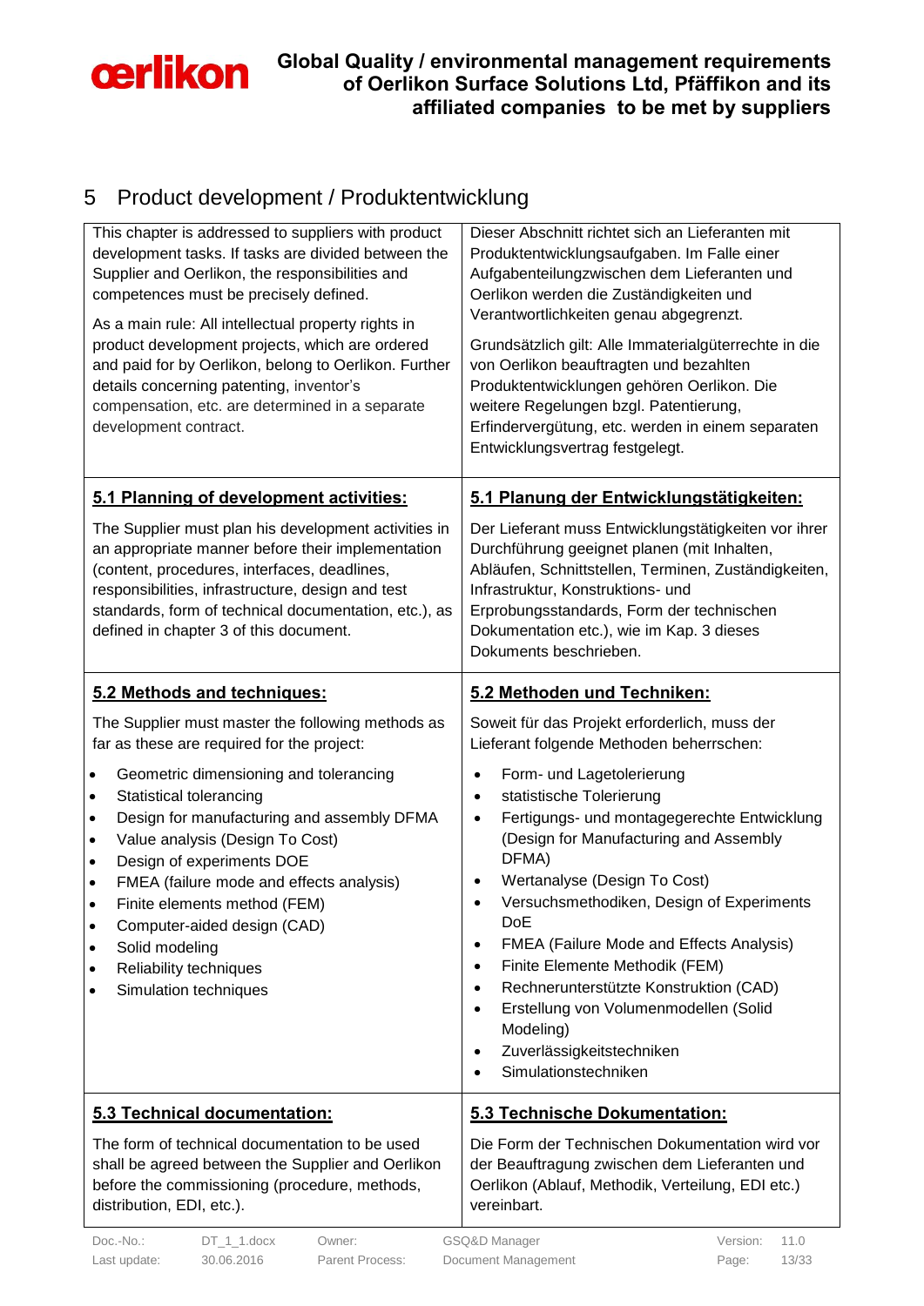## 5 Product development / Produktentwicklung

| English | Deutsch |
|---|---|
| This chapter is addressed to suppliers with product development tasks. If tasks are divided between the Supplier and Oerlikon, the responsibilities and competences must be precisely defined.<br><br>As a main rule: All intellectual property rights in product development projects, which are ordered and paid for by Oerlikon, belong to Oerlikon. Further details concerning patenting, inventor's compensation, etc. are determined in a separate development contract. | Dieser Abschnitt richtet sich an Lieferanten mit Produktentwicklungsaufgaben. Im Falle einer Aufgabenteilungzwischen dem Lieferanten und Oerlikon werden die Zuständigkeiten und Verantwortlichkeiten genau abgegrenzt.<br><br>Grundsätzlich gilt: Alle Immaterialgüterrechte in die von Oerlikon beauftragten und bezahlten Produktentwicklungen gehören Oerlikon. Die weitere Regelungen bzgl. Patentierung, Erfindervergütung, etc. werden in einem separaten Entwicklungsvertrag festgelegt. |
| **<u>5.1 Planning of development activities:</u>**<br><br>The Supplier must plan his development activities in an appropriate manner before their implementation (content, procedures, interfaces, deadlines, responsibilities, infrastructure, design and test standards, form of technical documentation, etc.), as defined in chapter 3 of this document. | **<u>5.1 Planung der Entwicklungstätigkeiten:</u>**<br><br>Der Lieferant muss Entwicklungstätigkeiten vor ihrer Durchführung geeignet planen (mit Inhalten, Abläufen, Schnittstellen, Terminen, Zuständigkeiten, Infrastruktur, Konstruktions- und Erprobungsstandards, Form der technischen Dokumentation etc.), wie im Kap. 3 dieses Dokuments beschrieben. |
| **<u>5.2 Methods and techniques:</u>**<br><br>The Supplier must master the following methods as far as these are required for the project:<br><br>• Geometric dimensioning and tolerancing<br>• Statistical tolerancing<br>• Design for manufacturing and assembly DFMA<br>• Value analysis (Design To Cost)<br>• Design of experiments DOE<br>• FMEA (failure mode and effects analysis)<br>• Finite elements method (FEM)<br>• Computer-aided design (CAD)<br>• Solid modeling<br>• Reliability techniques<br>• Simulation techniques | **<u>5.2 Methoden und Techniken:</u>**<br><br>Soweit für das Projekt erforderlich, muss der Lieferant folgende Methoden beherrschen:<br><br>• Form- und Lagetolerierung<br>• statistische Tolerierung<br>• Fertigungs- und montagegerechte Entwicklung (Design for Manufacturing and Assembly DFMA)<br>• Wertanalyse (Design To Cost)<br>• Versuchsmethodiken, Design of Experiments DoE<br>• FMEA (Failure Mode and Effects Analysis)<br>• Finite Elemente Methodik (FEM)<br>• Rechnerunterstützte Konstruktion (CAD)<br>• Erstellung von Volumenmodellen (Solid Modeling)<br>• Zuverlässigkeitstechniken<br>• Simulationstechniken |
| **<u>5.3 Technical documentation:</u>**<br><br>The form of technical documentation to be used shall be agreed between the Supplier and Oerlikon before the commissioning (procedure, methods, distribution, EDI, etc.). | **<u>5.3 Technische Dokumentation:</u>**<br><br>Die Form der Technischen Dokumentation wird vor der Beauftragung zwischen dem Lieferanten und Oerlikon (Ablauf, Methodik, Verteilung, EDI etc.) vereinbart. |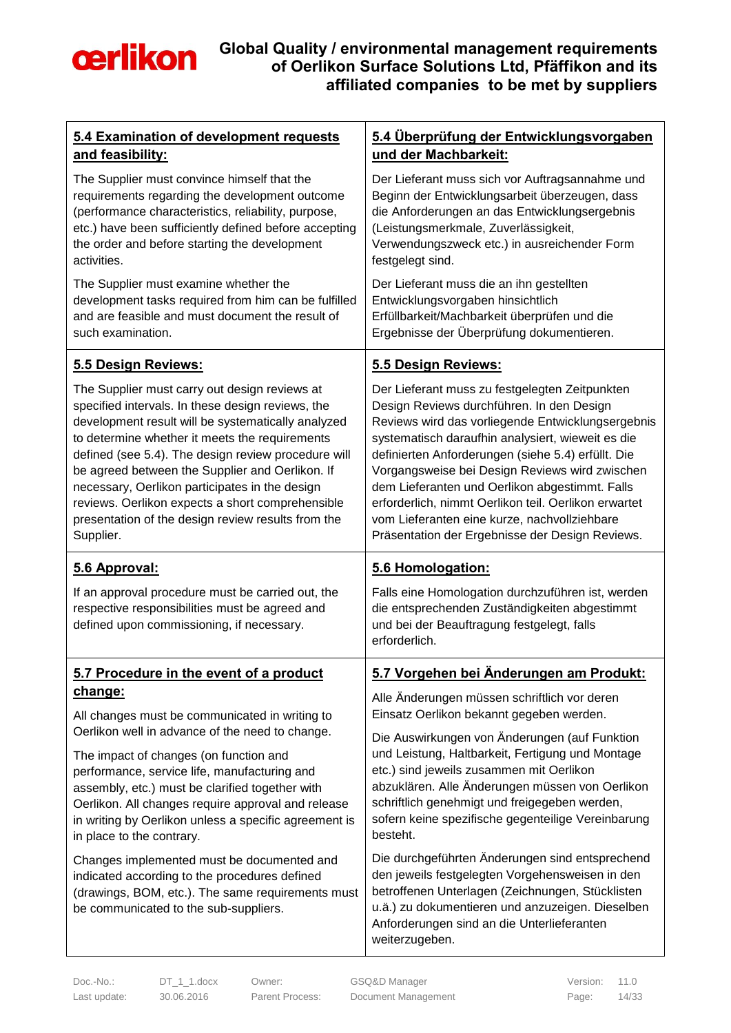| 5.4 Examination of development requests and feasibility: | 5.4 Überprüfung der Entwicklungsvorgaben und der Machbarkeit: |
|---|---|
| The Supplier must convince himself that the requirements regarding the development outcome (performance characteristics, reliability, purpose, etc.) have been sufficiently defined before accepting the order and before starting the development activities.<br><br>The Supplier must examine whether the development tasks required from him can be fulfilled and are feasible and must document the result of such examination. | Der Lieferant muss sich vor Auftragsannahme und Beginn der Entwicklungsarbeit überzeugen, dass die Anforderungen an das Entwicklungsergebnis (Leistungsmerkmale, Zuverlässigkeit, Verwendungszweck etc.) in ausreichender Form festgelegt sind.<br><br>Der Lieferant muss die an ihn gestellten Entwicklungsvorgaben hinsichtlich Erfüllbarkeit/Machbarkeit überprüfen und die Ergebnisse der Überprüfung dokumentieren. |
| **5.5 Design Reviews:**<br><br>The Supplier must carry out design reviews at specified intervals. In these design reviews, the development result will be systematically analyzed to determine whether it meets the requirements defined (see 5.4). The design review procedure will be agreed between the Supplier and Oerlikon. If necessary, Oerlikon participates in the design reviews. Oerlikon expects a short comprehensible presentation of the design review results from the Supplier. | **5.5 Design Reviews:**<br><br>Der Lieferant muss zu festgelegten Zeitpunkten Design Reviews durchführen. In den Design Reviews wird das vorliegende Entwicklungsergebnis systematisch daraufhin analysiert, wieweit es die definierten Anforderungen (siehe 5.4) erfüllt. Die Vorgangsweise bei Design Reviews wird zwischen dem Lieferanten und Oerlikon abgestimmt. Falls erforderlich, nimmt Oerlikon teil. Oerlikon erwartet vom Lieferanten eine kurze, nachvollziehbare Präsentation der Ergebnisse der Design Reviews. |
| **5.6 Approval:**<br><br>If an approval procedure must be carried out, the respective responsibilities must be agreed and defined upon commissioning, if necessary. | **5.6 Homologation:**<br><br>Falls eine Homologation durchzuführen ist, werden die entsprechenden Zuständigkeiten abgestimmt und bei der Beauftragung festgelegt, falls erforderlich. |
| **5.7 Procedure in the event of a product change:**<br><br>All changes must be communicated in writing to Oerlikon well in advance of the need to change.<br><br>The impact of changes (on function and performance, service life, manufacturing and assembly, etc.) must be clarified together with Oerlikon. All changes require approval and release in writing by Oerlikon unless a specific agreement is in place to the contrary.<br><br>Changes implemented must be documented and indicated according to the procedures defined (drawings, BOM, etc.). The same requirements must be communicated to the sub-suppliers. | **5.7 Vorgehen bei Änderungen am Produkt:**<br><br>Alle Änderungen müssen schriftlich vor deren Einsatz Oerlikon bekannt gegeben werden.<br><br>Die Auswirkungen von Änderungen (auf Funktion und Leistung, Haltbarkeit, Fertigung und Montage etc.) sind jeweils zusammen mit Oerlikon abzuklären. Alle Änderungen müssen von Oerlikon schriftlich genehmigt und freigegeben werden, sofern keine spezifische gegenteilige Vereinbarung besteht.<br><br>Die durchgeführten Änderungen sind entsprechend den jeweils festgelegten Vorgehensweisen in den betroffenen Unterlagen (Zeichnungen, Stücklisten u.ä.) zu dokumentieren und anzuzeigen. Dieselben Anforderungen sind an die Unterlieferanten weiterzugeben. |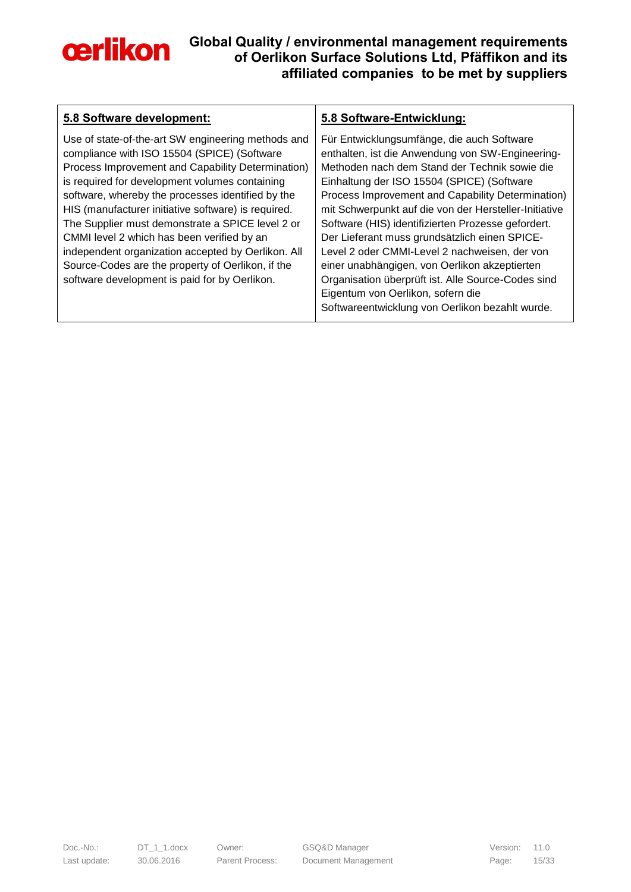| 5.8 Software development: | 5.8 Software-Entwicklung: |
|---|---|
| Use of state-of-the-art SW engineering methods and compliance with ISO 15504 (SPICE) (Software Process Improvement and Capability Determination) is required for development volumes containing software, whereby the processes identified by the HIS (manufacturer initiative software) is required. The Supplier must demonstrate a SPICE level 2 or CMMI level 2 which has been verified by an independent organization accepted by Oerlikon. All Source-Codes are the property of Oerlikon, if the software development is paid for by Oerlikon. | Für Entwicklungsumfänge, die auch Software enthalten, ist die Anwendung von SW-Engineering-Methoden nach dem Stand der Technik sowie die Einhaltung der ISO 15504 (SPICE) (Software Process Improvement and Capability Determination) mit Schwerpunkt auf die von der Hersteller-Initiative Software (HIS) identifizierten Prozesse gefordert. Der Lieferant muss grundsätzlich einen SPICE-Level 2 oder CMMI-Level 2 nachweisen, der von einer unabhängigen, von Oerlikon akzeptierten Organisation überprüft ist. Alle Source-Codes sind Eigentum von Oerlikon, sofern die Softwareentwicklung von Oerlikon bezahlt wurde. |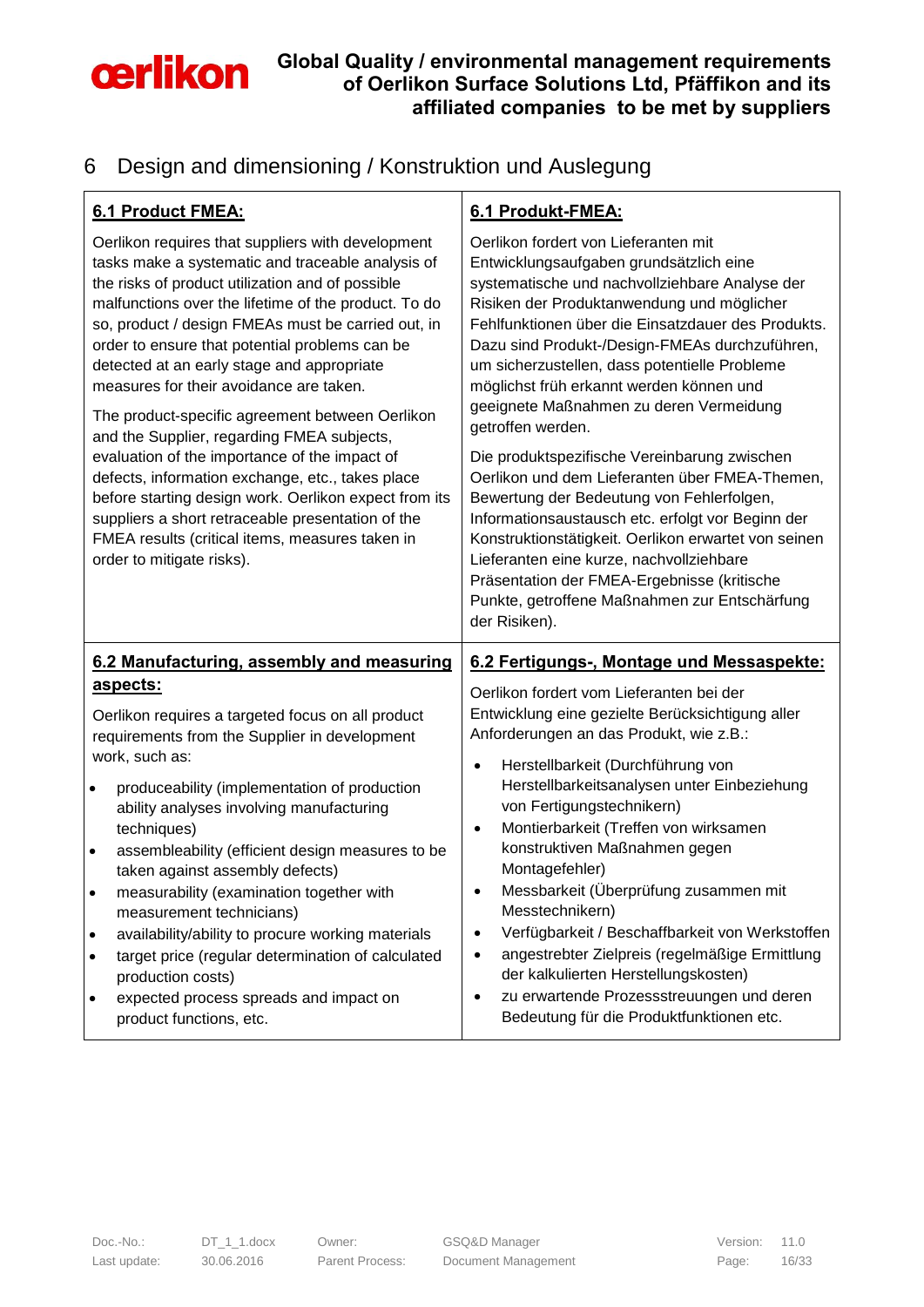# 6 Design and dimensioning / Konstruktion und Auslegung

| **6.1 Product FMEA:** | **6.1 Produkt-FMEA:** |
|---|---|
| Oerlikon requires that suppliers with development tasks make a systematic and traceable analysis of the risks of product utilization and of possible malfunctions over the lifetime of the product. To do so, product / design FMEAs must be carried out, in order to ensure that potential problems can be detected at an early stage and appropriate measures for their avoidance are taken.<br><br>The product-specific agreement between Oerlikon and the Supplier, regarding FMEA subjects, evaluation of the importance of the impact of defects, information exchange, etc., takes place before starting design work. Oerlikon expect from its suppliers a short retraceable presentation of the FMEA results (critical items, measures taken in order to mitigate risks). | Oerlikon fordert von Lieferanten mit Entwicklungsaufgaben grundsätzlich eine systematische und nachvollziehbare Analyse der Risiken der Produktanwendung und möglicher Fehlfunktionen über die Einsatzdauer des Produkts. Dazu sind Produkt-/Design-FMEAs durchzuführen, um sicherzustellen, dass potentielle Probleme möglichst früh erkannt werden können und geeignete Maßnahmen zu deren Vermeidung getroffen werden.<br><br>Die produktspezifische Vereinbarung zwischen Oerlikon und dem Lieferanten über FMEA-Themen, Bewertung der Bedeutung von Fehlerfolgen, Informationsaustausch etc. erfolgt vor Beginn der Konstruktionstätigkeit. Oerlikon erwartet von seinen Lieferanten eine kurze, nachvollziehbare Präsentation der FMEA-Ergebnisse (kritische Punkte, getroffene Maßnahmen zur Entschärfung der Risiken). |
| **6.2 Manufacturing, assembly and measuring aspects:**<br><br>Oerlikon requires a targeted focus on all product requirements from the Supplier in development work, such as:<br>• produceability (implementation of production ability analyses involving manufacturing techniques)<br>• assembleability (efficient design measures to be taken against assembly defects)<br>• measurability (examination together with measurement technicians)<br>• availability/ability to procure working materials<br>• target price (regular determination of calculated production costs)<br>• expected process spreads and impact on product functions, etc. | **6.2 Fertigungs-, Montage und Messaspekte:**<br><br>Oerlikon fordert vom Lieferanten bei der Entwicklung eine gezielte Berücksichtigung aller Anforderungen an das Produkt, wie z.B.:<br>• Herstellbarkeit (Durchführung von Herstellbarkeitsanalysen unter Einbeziehung von Fertigungstechnikern)<br>• Montierbarkeit (Treffen von wirksamen konstruktiven Maßnahmen gegen Montagefehler)<br>• Messbarkeit (Überprüfung zusammen mit Messtechnikern)<br>• Verfügbarkeit / Beschaffbarkeit von Werkstoffen<br>• angestrebter Zielpreis (regelmäßige Ermittlung der kalkulierten Herstellungskosten)<br>• zu erwartende Prozessstreuungen und deren Bedeutung für die Produktfunktionen etc. |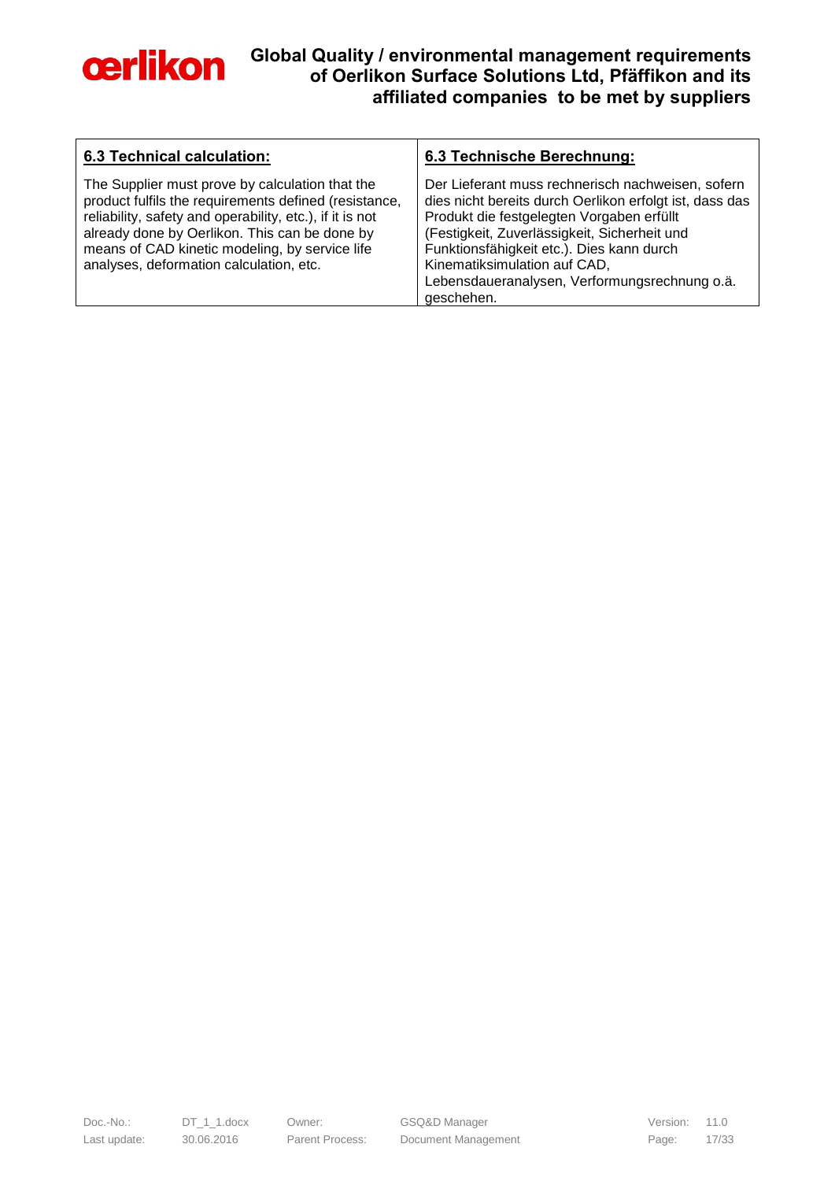| **6.3 Technical calculation:** | **6.3 Technische Berechnung:** |
|---|---|
| The Supplier must prove by calculation that the product fulfils the requirements defined (resistance, reliability, safety and operability, etc.), if it is not already done by Oerlikon. This can be done by means of CAD kinetic modeling, by service life analyses, deformation calculation, etc. | Der Lieferant muss rechnerisch nachweisen, sofern dies nicht bereits durch Oerlikon erfolgt ist, dass das Produkt die festgelegten Vorgaben erfüllt (Festigkeit, Zuverlässigkeit, Sicherheit und Funktionsfähigkeit etc.). Dies kann durch Kinematiksimulation auf CAD, Lebensdaueranalysen, Verformungsrechnung o.ä. geschehen. |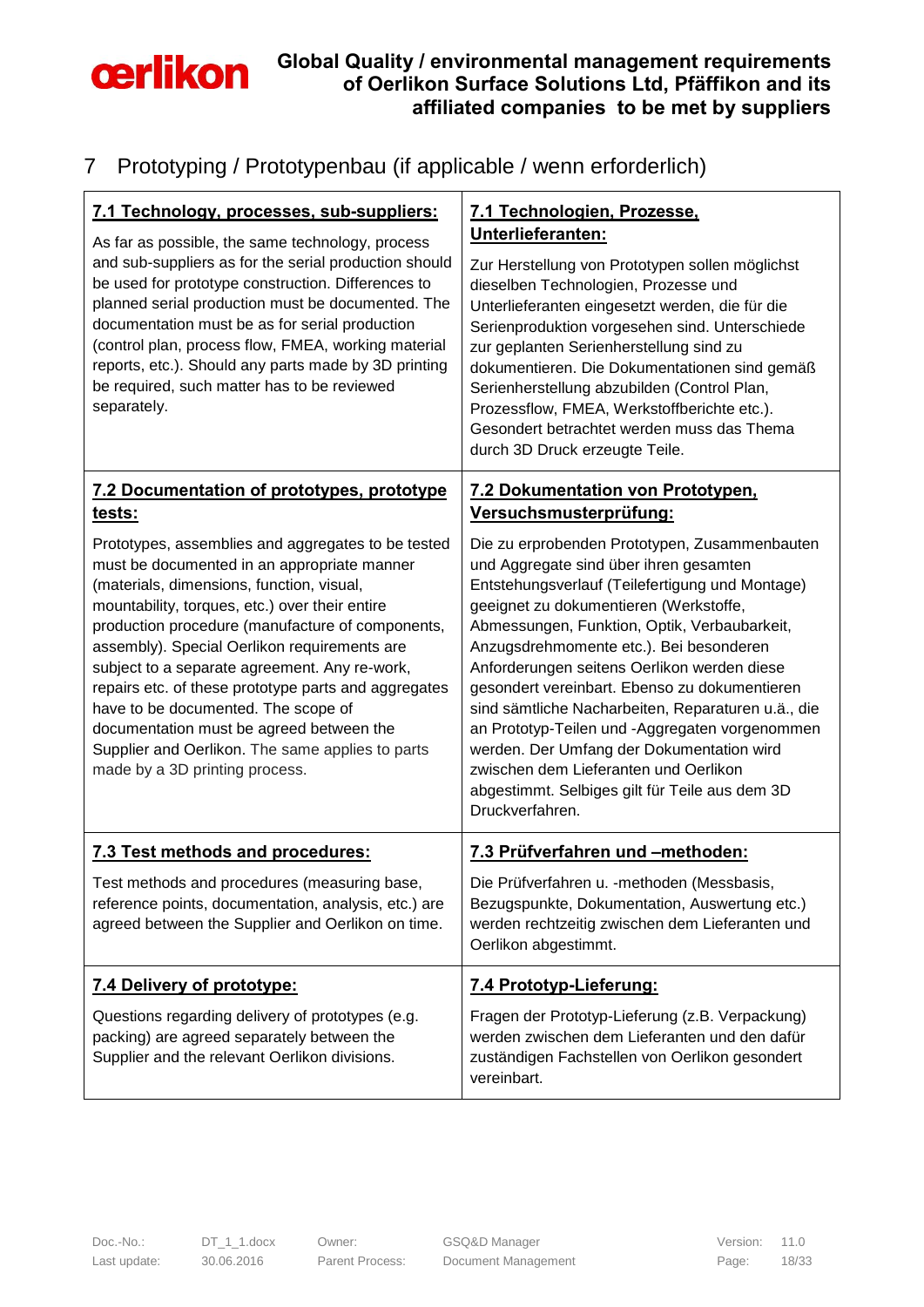# 7 Prototyping / Prototypenbau (if applicable / wenn erforderlich)

| **7.1 Technology, processes, sub-suppliers:** | **7.1 Technologien, Prozesse, Unterlieferanten:** |
|---|---|
| As far as possible, the same technology, process and sub-suppliers as for the serial production should be used for prototype construction. Differences to planned serial production must be documented. The documentation must be as for serial production (control plan, process flow, FMEA, working material reports, etc.). Should any parts made by 3D printing be required, such matter has to be reviewed separately. | Zur Herstellung von Prototypen sollen möglichst dieselben Technologien, Prozesse und Unterlieferanten eingesetzt werden, die für die Serienproduktion vorgesehen sind. Unterschiede zur geplanten Serienherstellung sind zu dokumentieren. Die Dokumentationen sind gemäß Serienherstellung abzubilden (Control Plan, Prozessflow, FMEA, Werkstoffberichte etc.). Gesondert betrachtet werden muss das Thema durch 3D Druck erzeugte Teile. |
| **7.2 Documentation of prototypes, prototype tests:** | **7.2 Dokumentation von Prototypen, Versuchsmusterprüfung:** |
| Prototypes, assemblies and aggregates to be tested must be documented in an appropriate manner (materials, dimensions, function, visual, mountability, torques, etc.) over their entire production procedure (manufacture of components, assembly). Special Oerlikon requirements are subject to a separate agreement. Any re-work, repairs etc. of these prototype parts and aggregates have to be documented. The scope of documentation must be agreed between the Supplier and Oerlikon. The same applies to parts made by a 3D printing process. | Die zu erprobenden Prototypen, Zusammenbauten und Aggregate sind über ihren gesamten Entstehungsverlauf (Teilefertigung und Montage) geeignet zu dokumentieren (Werkstoffe, Abmessungen, Funktion, Optik, Verbaubarkeit, Anzugsdrehmomente etc.). Bei besonderen Anforderungen seitens Oerlikon werden diese gesondert vereinbart. Ebenso zu dokumentieren sind sämtliche Nacharbeiten, Reparaturen u.ä., die an Prototyp-Teilen und -Aggregaten vorgenommen werden. Der Umfang der Dokumentation wird zwischen dem Lieferanten und Oerlikon abgestimmt. Selbiges gilt für Teile aus dem 3D Druckverfahren. |
| **7.3 Test methods and procedures:** | **7.3 Prüfverfahren und –methoden:** |
| Test methods and procedures (measuring base, reference points, documentation, analysis, etc.) are agreed between the Supplier and Oerlikon on time. | Die Prüfverfahren u. -methoden (Messbasis, Bezugspunkte, Dokumentation, Auswertung etc.) werden rechtzeitig zwischen dem Lieferanten und Oerlikon abgestimmt. |
| **7.4 Delivery of prototype:** | **7.4 Prototyp-Lieferung:** |
| Questions regarding delivery of prototypes (e.g. packing) are agreed separately between the Supplier and the relevant Oerlikon divisions. | Fragen der Prototyp-Lieferung (z.B. Verpackung) werden zwischen dem Lieferanten und den dafür zuständigen Fachstellen von Oerlikon gesondert vereinbart. |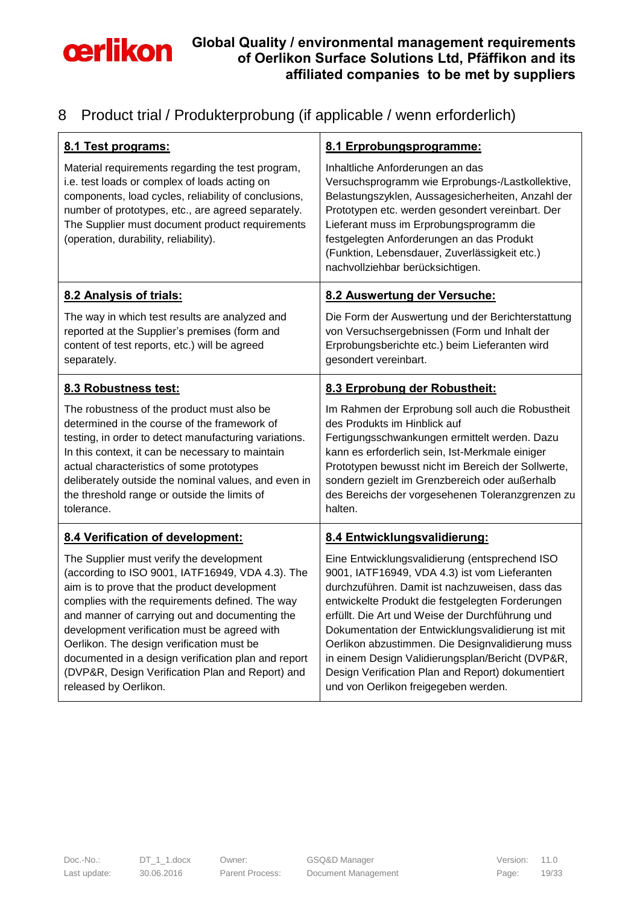## 8 Product trial / Produkterprobung (if applicable / wenn erforderlich)

| **8.1 Test programs:** | **8.1 Erprobungsprogramme:** |
|---|---|
| Material requirements regarding the test program, i.e. test loads or complex of loads acting on components, load cycles, reliability of conclusions, number of prototypes, etc., are agreed separately. The Supplier must document product requirements (operation, durability, reliability). | Inhaltliche Anforderungen an das Versuchsprogramm wie Erprobungs-/Lastkollektive, Belastungszyklen, Aussagesicherheiten, Anzahl der Prototypen etc. werden gesondert vereinbart. Der Lieferant muss im Erprobungsprogramm die festgelegten Anforderungen an das Produkt (Funktion, Lebensdauer, Zuverlässigkeit etc.) nachvollziehbar berücksichtigen. |
| **8.2 Analysis of trials:** | **8.2 Auswertung der Versuche:** |
| The way in which test results are analyzed and reported at the Supplier's premises (form and content of test reports, etc.) will be agreed separately. | Die Form der Auswertung und der Berichterstattung von Versuchsergebnissen (Form und Inhalt der Erprobungsberichte etc.) beim Lieferanten wird gesondert vereinbart. |
| **8.3 Robustness test:** | **8.3 Erprobung der Robustheit:** |
| The robustness of the product must also be determined in the course of the framework of testing, in order to detect manufacturing variations. In this context, it can be necessary to maintain actual characteristics of some prototypes deliberately outside the nominal values, and even in the threshold range or outside the limits of tolerance. | Im Rahmen der Erprobung soll auch die Robustheit des Produkts im Hinblick auf Fertigungsschwankungen ermittelt werden. Dazu kann es erforderlich sein, Ist-Merkmale einiger Prototypen bewusst nicht im Bereich der Sollwerte, sondern gezielt im Grenzbereich oder außerhalb des Bereichs der vorgesehenen Toleranzgrenzen zu halten. |
| **8.4 Verification of development:** | **8.4 Entwicklungsvalidierung:** |
| The Supplier must verify the development (according to ISO 9001, IATF16949, VDA 4.3). The aim is to prove that the product development complies with the requirements defined. The way and manner of carrying out and documenting the development verification must be agreed with Oerlikon. The design verification must be documented in a design verification plan and report (DVP&R, Design Verification Plan and Report) and released by Oerlikon. | Eine Entwicklungsvalidierung (entsprechend ISO 9001, IATF16949, VDA 4.3) ist vom Lieferanten durchzuführen. Damit ist nachzuweisen, dass das entwickelte Produkt die festgelegten Forderungen erfüllt. Die Art und Weise der Durchführung und Dokumentation der Entwicklungsvalidierung ist mit Oerlikon abzustimmen. Die Designvalidierung muss in einem Design Validierungsplan/Bericht (DVP&R, Design Verification Plan and Report) dokumentiert und von Oerlikon freigegeben werden. |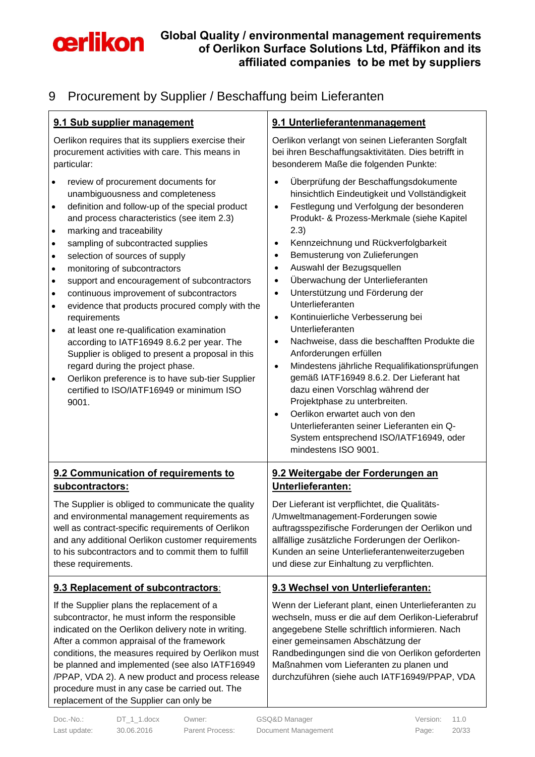# 9 Procurement by Supplier / Beschaffung beim Lieferanten

| **9.1 Sub supplier management** | **9.1 Unterlieferantenmanagement** |
|---|---|
| Oerlikon requires that its suppliers exercise their procurement activities with care. This means in particular:<br>• review of procurement documents for unambiguousness and completeness<br>• definition and follow-up of the special product and process characteristics (see item 2.3)<br>• marking and traceability<br>• sampling of subcontracted supplies<br>• selection of sources of supply<br>• monitoring of subcontractors<br>• support and encouragement of subcontractors<br>• continuous improvement of subcontractors<br>• evidence that products procured comply with the requirements<br>• at least one re-qualification examination according to IATF16949 8.6.2 per year. The Supplier is obliged to present a proposal in this regard during the project phase.<br>• Oerlikon preference is to have sub-tier Supplier certified to ISO/IATF16949 or minimum ISO 9001. | Oerlikon verlangt von seinen Lieferanten Sorgfalt bei ihren Beschaffungsaktivitäten. Dies betrifft in besonderem Maße die folgenden Punkte:<br>• Überprüfung der Beschaffungsdokumente hinsichtlich Eindeutigkeit und Vollständigkeit<br>• Festlegung und Verfolgung der besonderen Produkt- & Prozess-Merkmale (siehe Kapitel 2.3)<br>• Kennzeichnung und Rückverfolgbarkeit<br>• Bemusterung von Zulieferungen<br>• Auswahl der Bezugsquellen<br>• Überwachung der Unterlieferanten<br>• Unterstützung und Förderung der Unterlieferanten<br>• Kontinuierliche Verbesserung bei Unterlieferanten<br>• Nachweise, dass die beschafften Produkte die Anforderungen erfüllen<br>• Mindestens jährliche Requalifikationsprüfungen gemäß IATF16949 8.6.2. Der Lieferant hat dazu einen Vorschlag während der Projektphase zu unterbreiten.<br>• Oerlikon erwartet auch von den Unterlieferanten seiner Lieferanten ein Q-System entsprechend ISO/IATF16949, oder mindestens ISO 9001. |
| **9.2 Communication of requirements to subcontractors:**<br>The Supplier is obliged to communicate the quality and environmental management requirements as well as contract-specific requirements of Oerlikon and any additional Oerlikon customer requirements to his subcontractors and to commit them to fulfill these requirements. | **9.2 Weitergabe der Forderungen an Unterlieferanten:**<br>Der Lieferant ist verpflichtet, die Qualitäts-/Umweltmanagement-Forderungen sowie auftragsspezifische Forderungen der Oerlikon und allfällige zusätzliche Forderungen der Oerlikon-Kunden an seine Unterlieferantenweiterzugeben und diese zur Einhaltung zu verpflichten. |
| **9.3 Replacement of subcontractors**:<br>If the Supplier plans the replacement of a subcontractor, he must inform the responsible indicated on the Oerlikon delivery note in writing. After a common appraisal of the framework conditions, the measures required by Oerlikon must be planned and implemented (see also IATF16949 /PPAP, VDA 2). A new product and process release procedure must in any case be carried out. The replacement of the Supplier can only be | **9.3 Wechsel von Unterlieferanten:**<br>Wenn der Lieferant plant, einen Unterlieferanten zu wechseln, muss er die auf dem Oerlikon-Lieferabruf angegebene Stelle schriftlich informieren. Nach einer gemeinsamen Abschätzung der Randbedingungen sind die von Oerlikon geforderten Maßnahmen vom Lieferanten zu planen und durchzuführen (siehe auch IATF16949/PPAP, VDA |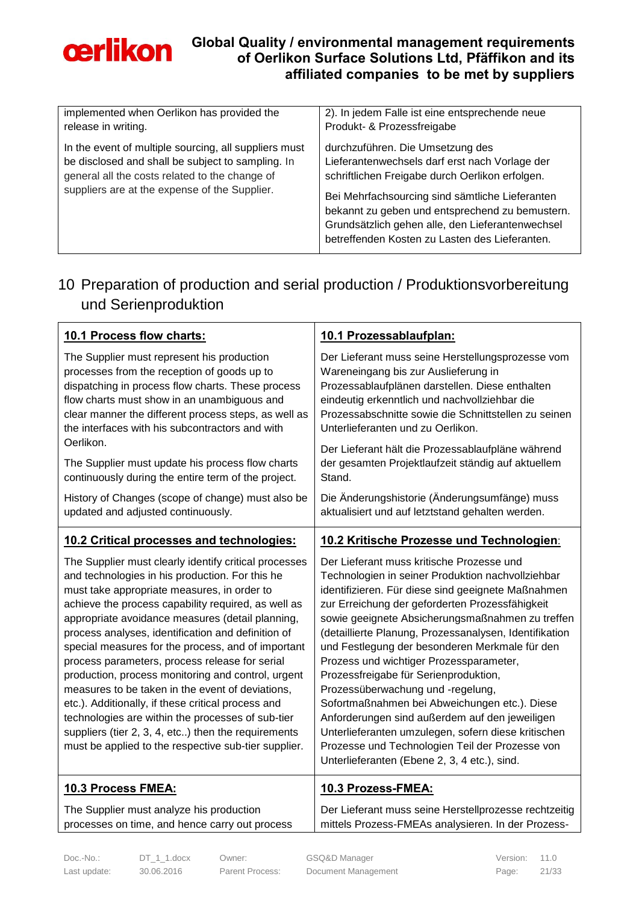| | |
|---|---|
| implemented when Oerlikon has provided the release in writing.<br><br>In the event of multiple sourcing, all suppliers must be disclosed and shall be subject to sampling. In general all the costs related to the change of suppliers are at the expense of the Supplier. | 2). In jedem Falle ist eine entsprechende neue Produkt- & Prozessfreigabe durchzuführen. Die Umsetzung des Lieferantenwechsels darf erst nach Vorlage der schriftlichen Freigabe durch Oerlikon erfolgen.<br><br>Bei Mehrfachsourcing sind sämtliche Lieferanten bekannt zu geben und entsprechend zu bemustern. Grundsätzlich gehen alle, den Lieferantenwechsel betreffenden Kosten zu Lasten des Lieferanten. |

# 10 Preparation of production and serial production / Produktionsvorbereitung und Serienproduktion

| **10.1 Process flow charts:** | **10.1 Prozessablaufplan:** |
|---|---|
| The Supplier must represent his production processes from the reception of goods up to dispatching in process flow charts. These process flow charts must show in an unambiguous and clear manner the different process steps, as well as the interfaces with his subcontractors and with Oerlikon.<br><br>The Supplier must update his process flow charts continuously during the entire term of the project.<br><br>History of Changes (scope of change) must also be updated and adjusted continuously. | Der Lieferant muss seine Herstellungsprozesse vom Wareneingang bis zur Auslieferung in Prozessablaufplänen darstellen. Diese enthalten eindeutig erkenntlich und nachvollziehbar die Prozessabschnitte sowie die Schnittstellen zu seinen Unterlieferanten und zu Oerlikon.<br><br>Der Lieferant hält die Prozessablaufpläne während der gesamten Projektlaufzeit ständig auf aktuellem Stand.<br><br>Die Änderungshistorie (Änderungsumfänge) muss aktualisiert und auf letztstand gehalten werden. |
| **10.2 Critical processes and technologies:** | **10.2 Kritische Prozesse und Technologien**: |
| The Supplier must clearly identify critical processes and technologies in his production. For this he must take appropriate measures, in order to achieve the process capability required, as well as appropriate avoidance measures (detail planning, process analyses, identification and definition of special measures for the process, and of important process parameters, process release for serial production, process monitoring and control, urgent measures to be taken in the event of deviations, etc.). Additionally, if these critical process and technologies are within the processes of sub-tier suppliers (tier 2, 3, 4, etc..) then the requirements must be applied to the respective sub-tier supplier. | Der Lieferant muss kritische Prozesse und Technologien in seiner Produktion nachvollziehbar identifizieren. Für diese sind geeignete Maßnahmen zur Erreichung der geforderten Prozessfähigkeit sowie geeignete Absicherungsmaßnahmen zu treffen (detaillierte Planung, Prozessanalysen, Identifikation und Festlegung der besonderen Merkmale für den Prozess und wichtiger Prozessparameter, Prozessfreigabe für Serienproduktion, Prozessüberwachung und -regelung, Sofortmaßnahmen bei Abweichungen etc.). Diese Anforderungen sind außerdem auf den jeweiligen Unterlieferanten umzulegen, sofern diese kritischen Prozesse und Technologien Teil der Prozesse von Unterlieferanten (Ebene 2, 3, 4 etc.), sind. |
| **10.3 Process FMEA:** | **10.3 Prozess-FMEA:** |
| The Supplier must analyze his production processes on time, and hence carry out process | Der Lieferant muss seine Herstellprozesse rechtzeitig mittels Prozess-FMEAs analysieren. In der Prozess- |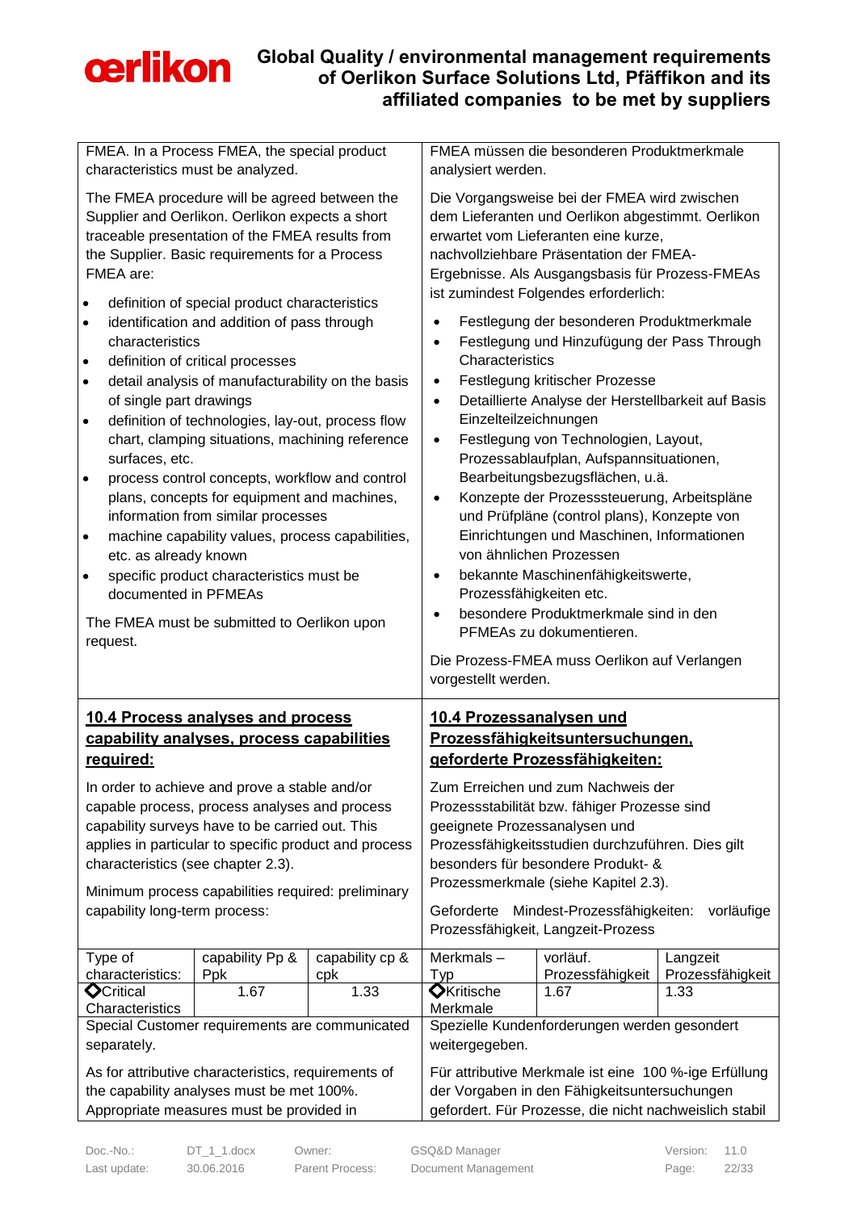FMEA. In a Process FMEA, the special product characteristics must be analyzed.

The FMEA procedure will be agreed between the Supplier and Oerlikon. Oerlikon expects a short traceable presentation of the FMEA results from the Supplier. Basic requirements for a Process FMEA are:

- definition of special product characteristics
- identification and addition of pass through characteristics
- definition of critical processes
- detail analysis of manufacturability on the basis of single part drawings
- definition of technologies, lay-out, process flow chart, clamping situations, machining reference surfaces, etc.
- process control concepts, workflow and control plans, concepts for equipment and machines, information from similar processes
- machine capability values, process capabilities, etc. as already known
- specific product characteristics must be documented in PFMEAs

The FMEA must be submitted to Oerlikon upon request.

FMEA müssen die besonderen Produktmerkmale analysiert werden.

Die Vorgangsweise bei der FMEA wird zwischen dem Lieferanten und Oerlikon abgestimmt. Oerlikon erwartet vom Lieferanten eine kurze, nachvollziehbare Präsentation der FMEA-Ergebnisse. Als Ausgangsbasis für Prozess-FMEAs ist zumindest Folgendes erforderlich:

- Festlegung der besonderen Produktmerkmale
- Festlegung und Hinzufügung der Pass Through Characteristics
- Festlegung kritischer Prozesse
- Detaillierte Analyse der Herstellbarkeit auf Basis Einzelteilzeichnungen
- Festlegung von Technologien, Layout, Prozessablaufplan, Aufspannsituationen, Bearbeitungsbezugsflächen, u.ä.
- Konzepte der Prozesssteuerung, Arbeitspläne und Prüfpläne (control plans), Konzepte von Einrichtungen und Maschinen, Informationen von ähnlichen Prozessen
- bekannte Maschinenfähigkeitswerte, Prozessfähigkeiten etc.
- besondere Produktmerkmale sind in den PFMEAs zu dokumentieren.

Die Prozess-FMEA muss Oerlikon auf Verlangen vorgestellt werden.

## 10.4 Process analyses and process capability analyses, process capabilities required:

In order to achieve and prove a stable and/or capable process, process analyses and process capability surveys have to be carried out. This applies in particular to specific product and process characteristics (see chapter 2.3).

Minimum process capabilities required: preliminary capability long-term process:

| Type of characteristics: | capability Pp & Ppk | capability cp & cpk |
|---|---|---|
| ◇Critical Characteristics | 1.67 | 1.33 |

Special Customer requirements are communicated separately.

As for attributive characteristics, requirements of the capability analyses must be met 100%. Appropriate measures must be provided in

## 10.4 Prozessanalysen und Prozessfähigkeitsuntersuchungen, geforderte Prozessfähigkeiten:

Zum Erreichen und zum Nachweis der Prozessstabilität bzw. fähiger Prozesse sind geeignete Prozessanalysen und Prozessfähigkeitsstudien durchzuführen. Dies gilt besonders für besondere Produkt- & Prozessmerkmale (siehe Kapitel 2.3).

Geforderte Mindest-Prozessfähigkeiten: vorläufige Prozessfähigkeit, Langzeit-Prozess

| Merkmals – Typ | vorläuf. Prozessfähigkeit | Langzeit Prozessfähigkeit |
|---|---|---|
| ◇Kritische Merkmale | 1.67 | 1.33 |

Spezielle Kundenforderungen werden gesondert weitergegeben.

Für attributive Merkmale ist eine 100 %-ige Erfüllung der Vorgaben in den Fähigkeitsuntersuchungen gefordert. Für Prozesse, die nicht nachweislich stabil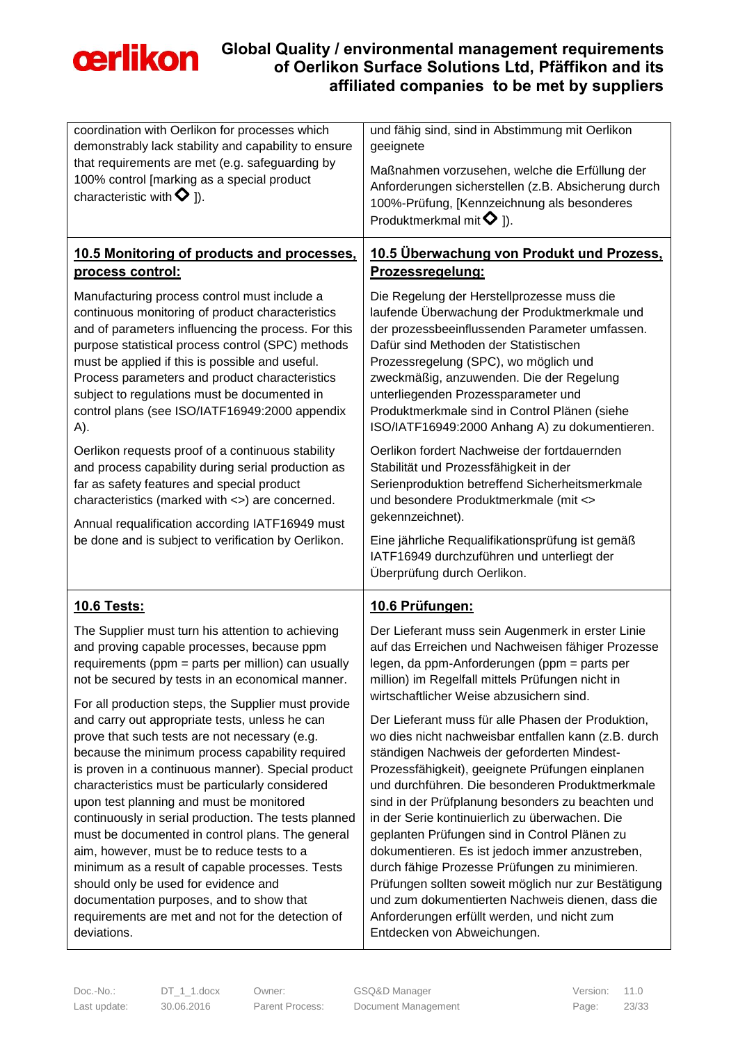| | |
|---|---|
| coordination with Oerlikon for processes which demonstrably lack stability and capability to ensure that requirements are met (e.g. safeguarding by 100% control [marking as a special product characteristic with ◇ ]). | und fähig sind, sind in Abstimmung mit Oerlikon geeignete<br><br>Maßnahmen vorzusehen, welche die Erfüllung der Anforderungen sicherstellen (z.B. Absicherung durch 100%-Prüfung, [Kennzeichnung als besonderes Produktmerkmal mit ◇ ]). |
| **10.5 Monitoring of products and processes, process control:**<br><br>Manufacturing process control must include a continuous monitoring of product characteristics and of parameters influencing the process. For this purpose statistical process control (SPC) methods must be applied if this is possible and useful. Process parameters and product characteristics subject to regulations must be documented in control plans (see ISO/IATF16949:2000 appendix A).<br><br>Oerlikon requests proof of a continuous stability and process capability during serial production as far as safety features and special product characteristics (marked with <>) are concerned.<br><br>Annual requalification according IATF16949 must be done and is subject to verification by Oerlikon. | **10.5 Überwachung von Produkt und Prozess, Prozessregelung:**<br><br>Die Regelung der Herstellprozesse muss die laufende Überwachung der Produktmerkmale und der prozessbeeinflussenden Parameter umfassen. Dafür sind Methoden der Statistischen Prozessregelung (SPC), wo möglich und zweckmäßig, anzuwenden. Die der Regelung unterliegenden Prozessparameter und Produktmerkmale sind in Control Plänen (siehe ISO/IATF16949:2000 Anhang A) zu dokumentieren.<br><br>Oerlikon fordert Nachweise der fortdauernden Stabilität und Prozessfähigkeit in der Serienproduktion betreffend Sicherheitsmerkmale und besondere Produktmerkmale (mit <> gekennzeichnet).<br><br>Eine jährliche Requalifikationsprüfung ist gemäß IATF16949 durchzuführen und unterliegt der Überprüfung durch Oerlikon. |
| **10.6 Tests:**<br><br>The Supplier must turn his attention to achieving and proving capable processes, because ppm requirements (ppm = parts per million) can usually not be secured by tests in an economical manner.<br><br>For all production steps, the Supplier must provide and carry out appropriate tests, unless he can prove that such tests are not necessary (e.g. because the minimum process capability required is proven in a continuous manner). Special product characteristics must be particularly considered upon test planning and must be monitored continuously in serial production. The tests planned must be documented in control plans. The general aim, however, must be to reduce tests to a minimum as a result of capable processes. Tests should only be used for evidence and documentation purposes, and to show that requirements are met and not for the detection of deviations. | **10.6 Prüfungen:**<br><br>Der Lieferant muss sein Augenmerk in erster Linie auf das Erreichen und Nachweisen fähiger Prozesse legen, da ppm-Anforderungen (ppm = parts per million) im Regelfall mittels Prüfungen nicht in wirtschaftlicher Weise abzusichern sind.<br><br>Der Lieferant muss für alle Phasen der Produktion, wo dies nicht nachweisbar entfallen kann (z.B. durch ständigen Nachweis der geforderten Mindest-Prozessfähigkeit), geeignete Prüfungen einplanen und durchführen. Die besonderen Produktmerkmale sind in der Prüfplanung besonders zu beachten und in der Serie kontinuierlich zu überwachen. Die geplanten Prüfungen sind in Control Plänen zu dokumentieren. Es ist jedoch immer anzustreben, durch fähige Prozesse Prüfungen zu minimieren. Prüfungen sollten soweit möglich nur zur Bestätigung und zum dokumentierten Nachweis dienen, dass die Anforderungen erfüllt werden, und nicht zum Entdecken von Abweichungen. |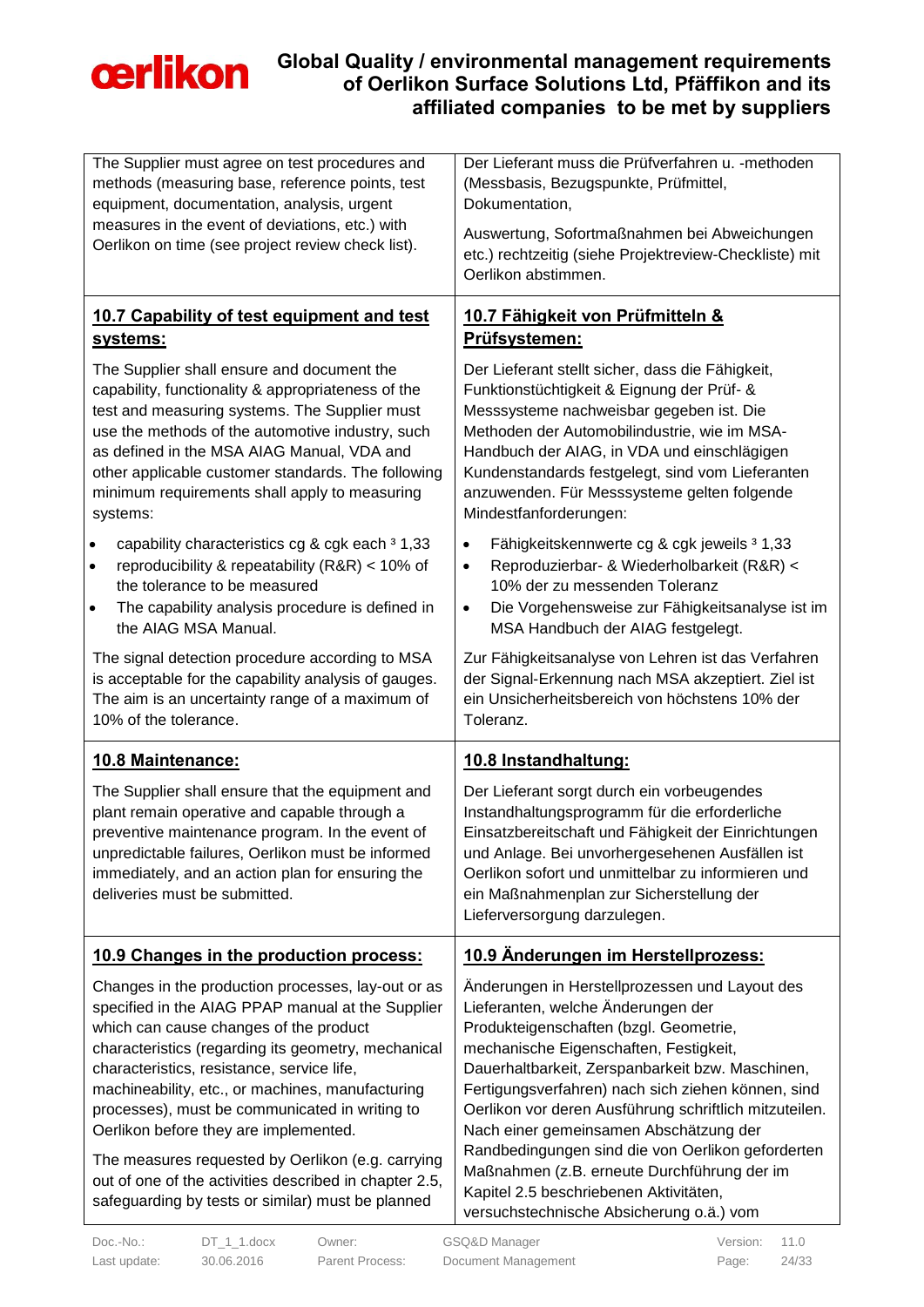| | |
|---|---|
| The Supplier must agree on test procedures and methods (measuring base, reference points, test equipment, documentation, analysis, urgent measures in the event of deviations, etc.) with Oerlikon on time (see project review check list). | Der Lieferant muss die Prüfverfahren u. -methoden (Messbasis, Bezugspunkte, Prüfmittel, Dokumentation, Auswertung, Sofortmaßnahmen bei Abweichungen etc.) rechtzeitig (siehe Projektreview-Checkliste) mit Oerlikon abstimmen. |
| **<u>10.7 Capability of test equipment and test systems:</u>**<br><br>The Supplier shall ensure and document the capability, functionality & appropriateness of the test and measuring systems. The Supplier must use the methods of the automotive industry, such as defined in the MSA AIAG Manual, VDA and other applicable customer standards. The following minimum requirements shall apply to measuring systems:<br><br>• capability characteristics cg & cgk each ³ 1,33<br>• reproducibility & repeatability (R&R) < 10% of the tolerance to be measured<br>• The capability analysis procedure is defined in the AIAG MSA Manual.<br><br>The signal detection procedure according to MSA is acceptable for the capability analysis of gauges. The aim is an uncertainty range of a maximum of 10% of the tolerance. | **<u>10.7 Fähigkeit von Prüfmitteln & Prüfsystemen:</u>**<br><br>Der Lieferant stellt sicher, dass die Fähigkeit, Funktionstüchtigkeit & Eignung der Prüf- & Messsysteme nachweisbar gegeben ist. Die Methoden der Automobilindustrie, wie im MSA-Handbuch der AIAG, in VDA und einschlägigen Kundenstandards festgelegt, sind vom Lieferanten anzuwenden. Für Messsysteme gelten folgende Mindestfanforderungen:<br><br>• Fähigkeitskennwerte cg & cgk jeweils ³ 1,33<br>• Reproduzierbar- & Wiederholbarkeit (R&R) < 10% der zu messenden Toleranz<br>• Die Vorgehensweise zur Fähigkeitsanalyse ist im MSA Handbuch der AIAG festgelegt.<br><br>Zur Fähigkeitsanalyse von Lehren ist das Verfahren der Signal-Erkennung nach MSA akzeptiert. Ziel ist ein Unsicherheitsbereich von höchstens 10% der Toleranz. |
| **<u>10.8 Maintenance:</u>**<br><br>The Supplier shall ensure that the equipment and plant remain operative and capable through a preventive maintenance program. In the event of unpredictable failures, Oerlikon must be informed immediately, and an action plan for ensuring the deliveries must be submitted. | **<u>10.8 Instandhaltung:</u>**<br><br>Der Lieferant sorgt durch ein vorbeugendes Instandhaltungsprogramm für die erforderliche Einsatzbereitschaft und Fähigkeit der Einrichtungen und Anlage. Bei unvorhergesehenen Ausfällen ist Oerlikon sofort und unmittelbar zu informieren und ein Maßnahmenplan zur Sicherstellung der Lieferversorgung darzulegen. |
| **<u>10.9 Changes in the production process:</u>**<br><br>Changes in the production processes, lay-out or as specified in the AIAG PPAP manual at the Supplier which can cause changes of the product characteristics (regarding its geometry, mechanical characteristics, resistance, service life, machineability, etc., or machines, manufacturing processes), must be communicated in writing to Oerlikon before they are implemented.<br><br>The measures requested by Oerlikon (e.g. carrying out of one of the activities described in chapter 2.5, safeguarding by tests or similar) must be planned | **<u>10.9 Änderungen im Herstellprozess:</u>**<br><br>Änderungen in Herstellprozessen und Layout des Lieferanten, welche Änderungen der Produkteigenschaften (bzgl. Geometrie, mechanische Eigenschaften, Festigkeit, Dauerhaltbarkeit, Zerspanbarkeit bzw. Maschinen, Fertigungsverfahren) nach sich ziehen können, sind Oerlikon vor deren Ausführung schriftlich mitzuteilen. Nach einer gemeinsamen Abschätzung der Randbedingungen sind die von Oerlikon geforderten Maßnahmen (z.B. erneute Durchführung der im Kapitel 2.5 beschriebenen Aktivitäten, versuchstechnische Absicherung o.ä.) vom |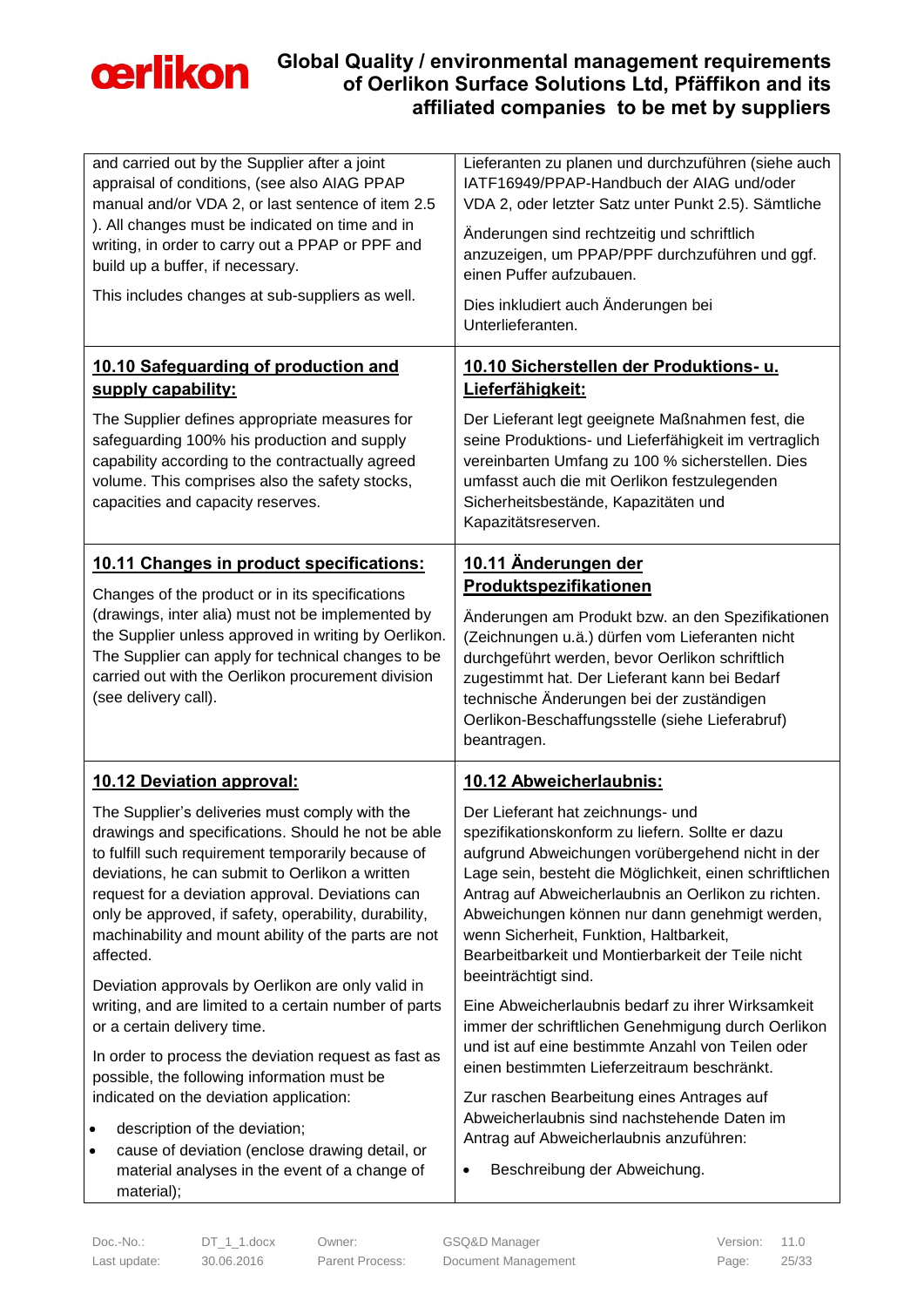| | |
|---|---|
| and carried out by the Supplier after a joint appraisal of conditions, (see also AIAG PPAP manual and/or VDA 2, or last sentence of item 2.5 ). All changes must be indicated on time and in writing, in order to carry out a PPAP or PPF and build up a buffer, if necessary.<br><br>This includes changes at sub-suppliers as well. | Lieferanten zu planen und durchzuführen (siehe auch IATF16949/PPAP-Handbuch der AIAG und/oder VDA 2, oder letzter Satz unter Punkt 2.5). Sämtliche<br><br>Änderungen sind rechtzeitig und schriftlich anzuzeigen, um PPAP/PPF durchzuführen und ggf. einen Puffer aufzubauen.<br><br>Dies inkludiert auch Änderungen bei Unterlieferanten. |
| **10.10 Safeguarding of production and supply capability:**<br><br>The Supplier defines appropriate measures for safeguarding 100% his production and supply capability according to the contractually agreed volume. This comprises also the safety stocks, capacities and capacity reserves. | **10.10 Sicherstellen der Produktions- u. Lieferfähigkeit:**<br><br>Der Lieferant legt geeignete Maßnahmen fest, die seine Produktions- und Lieferfähigkeit im vertraglich vereinbarten Umfang zu 100 % sicherstellen. Dies umfasst auch die mit Oerlikon festzulegenden Sicherheitsbestände, Kapazitäten und Kapazitätsreserven. |
| **10.11 Changes in product specifications:**<br><br>Changes of the product or in its specifications (drawings, inter alia) must not be implemented by the Supplier unless approved in writing by Oerlikon. The Supplier can apply for technical changes to be carried out with the Oerlikon procurement division (see delivery call). | **10.11 Änderungen der Produktspezifikationen**<br><br>Änderungen am Produkt bzw. an den Spezifikationen (Zeichnungen u.ä.) dürfen vom Lieferanten nicht durchgeführt werden, bevor Oerlikon schriftlich zugestimmt hat. Der Lieferant kann bei Bedarf technische Änderungen bei der zuständigen Oerlikon-Beschaffungsstelle (siehe Lieferabruf) beantragen. |
| **10.12 Deviation approval:**<br><br>The Supplier's deliveries must comply with the drawings and specifications. Should he not be able to fulfill such requirement temporarily because of deviations, he can submit to Oerlikon a written request for a deviation approval. Deviations can only be approved, if safety, operability, durability, machinability and mount ability of the parts are not affected.<br><br>Deviation approvals by Oerlikon are only valid in writing, and are limited to a certain number of parts or a certain delivery time.<br><br>In order to process the deviation request as fast as possible, the following information must be indicated on the deviation application:<br><br>• description of the deviation;<br>• cause of deviation (enclose drawing detail, or material analyses in the event of a change of material); | **10.12 Abweicherlaubnis:**<br><br>Der Lieferant hat zeichnungs- und spezifikationskonform zu liefern. Sollte er dazu aufgrund Abweichungen vorübergehend nicht in der Lage sein, besteht die Möglichkeit, einen schriftlichen Antrag auf Abweicherlaubnis an Oerlikon zu richten. Abweichungen können nur dann genehmigt werden, wenn Sicherheit, Funktion, Haltbarkeit, Bearbeitbarkeit und Montierbarkeit der Teile nicht beeinträchtigt sind.<br><br>Eine Abweicherlaubnis bedarf zu ihrer Wirksamkeit immer der schriftlichen Genehmigung durch Oerlikon und ist auf eine bestimmte Anzahl von Teilen oder einen bestimmten Lieferzeitraum beschränkt.<br><br>Zur raschen Bearbeitung eines Antrages auf Abweicherlaubnis sind nachstehende Daten im Antrag auf Abweicherlaubnis anzuführen:<br><br>• Beschreibung der Abweichung. |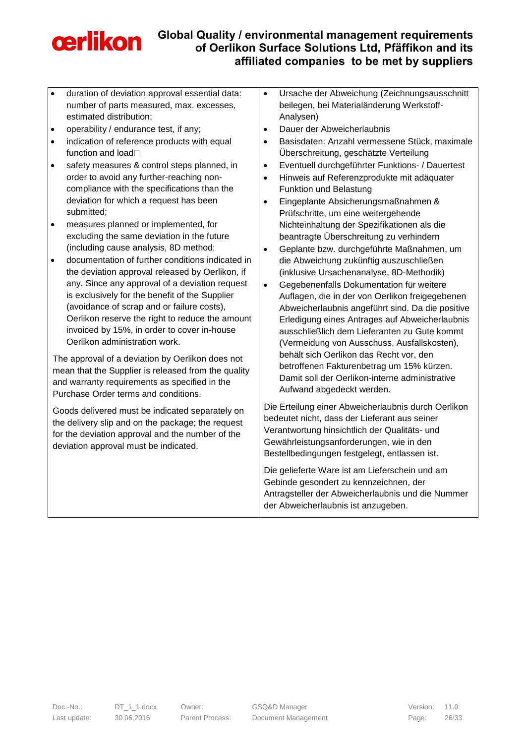| | |
|---|---|
| • duration of deviation approval essential data: number of parts measured, max. excesses, estimated distribution;<br>• operability / endurance test, if any;<br>• indication of reference products with equal function and load<br>• safety measures & control steps planned, in order to avoid any further-reaching non-compliance with the specifications than the deviation for which a request has been submitted;<br>• measures planned or implemented, for excluding the same deviation in the future (including cause analysis, 8D method;<br>• documentation of further conditions indicated in the deviation approval released by Oerlikon, if any. Since any approval of a deviation request is exclusively for the benefit of the Supplier (avoidance of scrap and or failure costs), Oerlikon reserve the right to reduce the amount invoiced by 15%, in order to cover in-house Oerlikon administration work.<br><br>The approval of a deviation by Oerlikon does not mean that the Supplier is released from the quality and warranty requirements as specified in the Purchase Order terms and conditions.<br><br>Goods delivered must be indicated separately on the delivery slip and on the package; the request for the deviation approval and the number of the deviation approval must be indicated. | • Ursache der Abweichung (Zeichnungsausschnitt beilegen, bei Materialänderung Werkstoff-Analysen)<br>• Dauer der Abweicherlaubnis<br>• Basisdaten: Anzahl vermessene Stück, maximale Überschreitung, geschätzte Verteilung<br>• Eventuell durchgeführter Funktions- / Dauertest<br>• Hinweis auf Referenzprodukte mit adäquater Funktion und Belastung<br>• Eingeplante Absicherungsmaßnahmen & Prüfschritte, um eine weitergehende Nichteinhaltung der Spezifikationen als die beantragte Überschreitung zu verhindern<br>• Geplante bzw. durchgeführte Maßnahmen, um die Abweichung zukünftig auszuschließen (inklusive Ursachenanalyse, 8D-Methodik)<br>• Gegebenenfalls Dokumentation für weitere Auflagen, die in der von Oerlikon freigegebenen Abweicherlaubnis angeführt sind. Da die positive Erledigung eines Antrages auf Abweicherlaubnis ausschließlich dem Lieferanten zu Gute kommt (Vermeidung von Ausschuss, Ausfallskosten), behält sich Oerlikon das Recht vor, den betroffenen Fakturenbetrag um 15% kürzen. Damit soll der Oerlikon-interne administrative Aufwand abgedeckt werden.<br><br>Die Erteilung einer Abweicherlaubnis durch Oerlikon bedeutet nicht, dass der Lieferant aus seiner Verantwortung hinsichtlich der Qualitäts- und Gewährleistungsanforderungen, wie in den Bestellbedingungen festgelegt, entlassen ist.<br><br>Die gelieferte Ware ist am Lieferschein und am Gebinde gesondert zu kennzeichnen, der Antragsteller der Abweicherlaubnis und die Nummer der Abweicherlaubnis ist anzugeben. |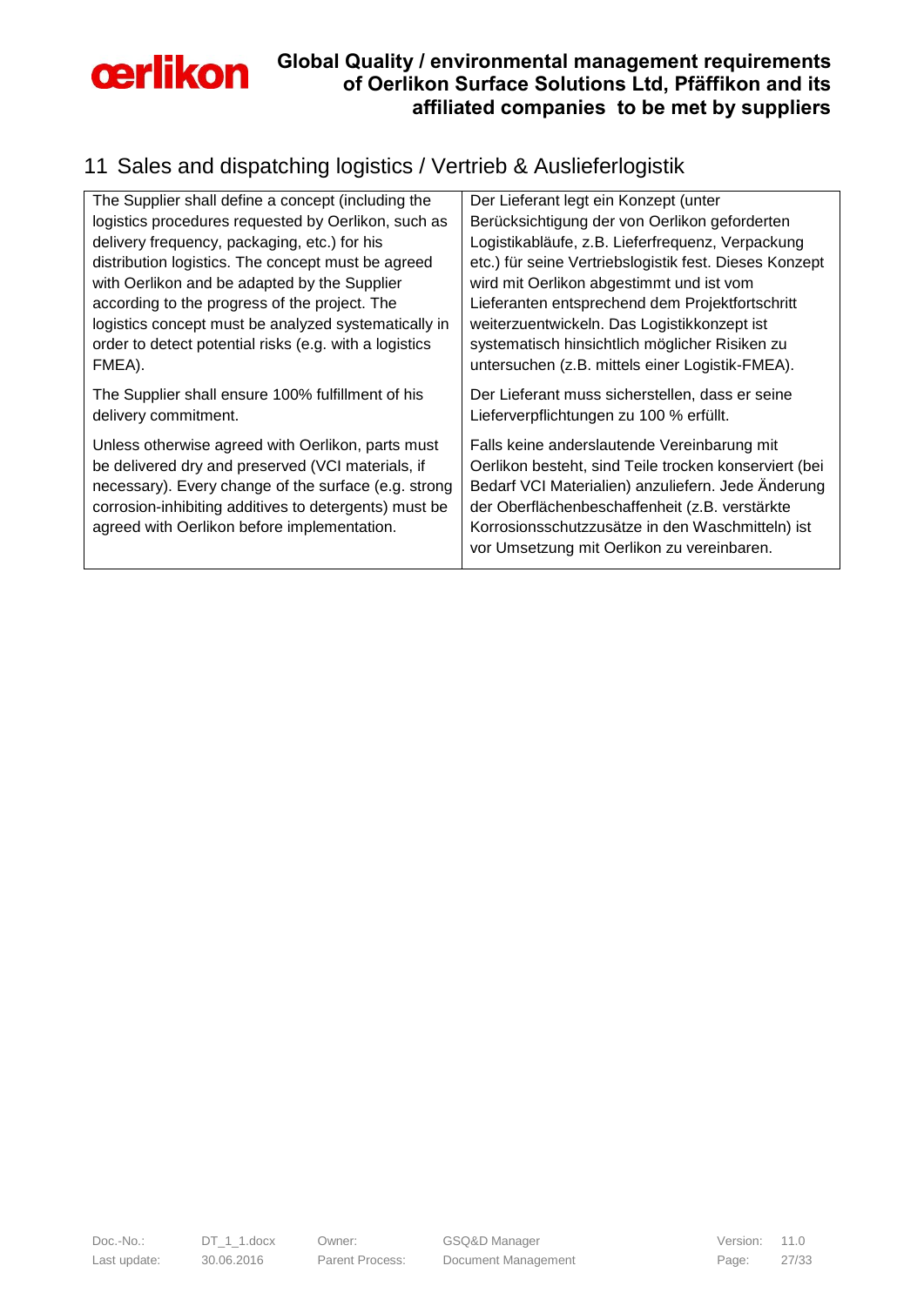## 11 Sales and dispatching logistics / Vertrieb & Auslieferlogistik

| | |
|---|---|
| The Supplier shall define a concept (including the logistics procedures requested by Oerlikon, such as delivery frequency, packaging, etc.) for his distribution logistics. The concept must be agreed with Oerlikon and be adapted by the Supplier according to the progress of the project. The logistics concept must be analyzed systematically in order to detect potential risks (e.g. with a logistics FMEA). | Der Lieferant legt ein Konzept (unter Berücksichtigung der von Oerlikon geforderten Logistikabläufe, z.B. Lieferfrequenz, Verpackung etc.) für seine Vertriebslogistik fest. Dieses Konzept wird mit Oerlikon abgestimmt und ist vom Lieferanten entsprechend dem Projektfortschritt weiterzuentwickeln. Das Logistikkonzept ist systematisch hinsichtlich möglicher Risiken zu untersuchen (z.B. mittels einer Logistik-FMEA). |
| The Supplier shall ensure 100% fulfillment of his delivery commitment. | Der Lieferant muss sicherstellen, dass er seine Lieferverpflichtungen zu 100 % erfüllt. |
| Unless otherwise agreed with Oerlikon, parts must be delivered dry and preserved (VCI materials, if necessary). Every change of the surface (e.g. strong corrosion-inhibiting additives to detergents) must be agreed with Oerlikon before implementation. | Falls keine anderslautende Vereinbarung mit Oerlikon besteht, sind Teile trocken konserviert (bei Bedarf VCI Materialien) anzuliefern. Jede Änderung der Oberflächenbeschaffenheit (z.B. verstärkte Korrosionsschutzzusätze in den Waschmitteln) ist vor Umsetzung mit Oerlikon zu vereinbaren. |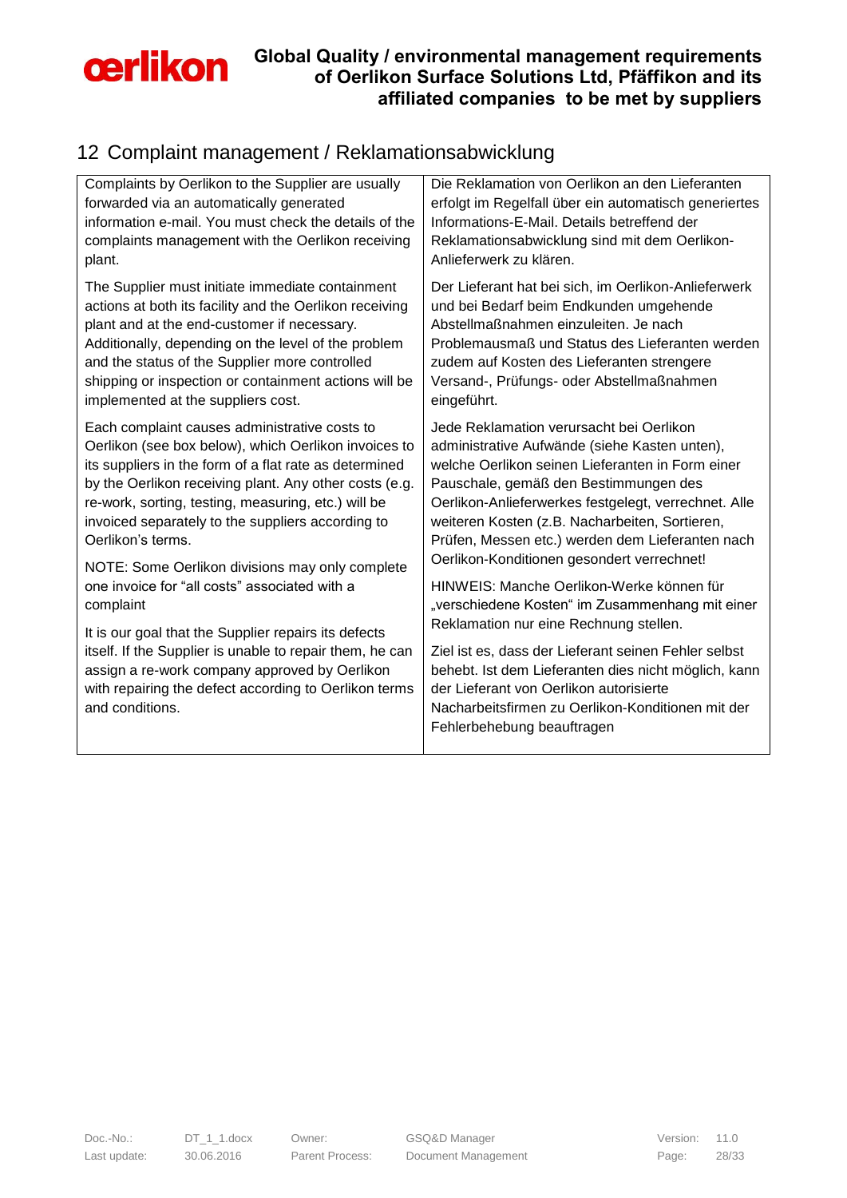## 12 Complaint management / Reklamationsabwicklung

| | |
|---|---|
| Complaints by Oerlikon to the Supplier are usually forwarded via an automatically generated information e-mail. You must check the details of the complaints management with the Oerlikon receiving plant. | Die Reklamation von Oerlikon an den Lieferanten erfolgt im Regelfall über ein automatisch generiertes Informations-E-Mail. Details betreffend der Reklamationsabwicklung sind mit dem Oerlikon-Anlieferwerk zu klären. |
| The Supplier must initiate immediate containment actions at both its facility and the Oerlikon receiving plant and at the end-customer if necessary. Additionally, depending on the level of the problem and the status of the Supplier more controlled shipping or inspection or containment actions will be implemented at the suppliers cost. | Der Lieferant hat bei sich, im Oerlikon-Anlieferwerk und bei Bedarf beim Endkunden umgehende Abstellmaßnahmen einzuleiten. Je nach Problemausmaß und Status des Lieferanten werden zudem auf Kosten des Lieferanten strengere Versand-, Prüfungs- oder Abstellmaßnahmen eingeführt. |
| Each complaint causes administrative costs to Oerlikon (see box below), which Oerlikon invoices to its suppliers in the form of a flat rate as determined by the Oerlikon receiving plant. Any other costs (e.g. re-work, sorting, testing, measuring, etc.) will be invoiced separately to the suppliers according to Oerlikon's terms. | Jede Reklamation verursacht bei Oerlikon administrative Aufwände (siehe Kasten unten), welche Oerlikon seinen Lieferanten in Form einer Pauschale, gemäß den Bestimmungen des Oerlikon-Anlieferwerkes festgelegt, verrechnet. Alle weiteren Kosten (z.B. Nacharbeiten, Sortieren, Prüfen, Messen etc.) werden den Lieferanten nach Oerlikon-Konditionen gesondert verrechnet! |
| NOTE: Some Oerlikon divisions may only complete one invoice for "all costs" associated with a complaint | HINWEIS: Manche Oerlikon-Werke können für „verschiedene Kosten" im Zusammenhang mit einer Reklamation nur eine Rechnung stellen. |
| It is our goal that the Supplier repairs its defects itself. If the Supplier is unable to repair them, he can assign a re-work company approved by Oerlikon with repairing the defect according to Oerlikon terms and conditions. | Ziel ist es, dass der Lieferant seinen Fehler selbst behebt. Ist dem Lieferanten dies nicht möglich, kann der Lieferant von Oerlikon autorisierte Nacharbeitsfirmen zu Oerlikon-Konditionen mit der Fehlerbehebung beauftragen |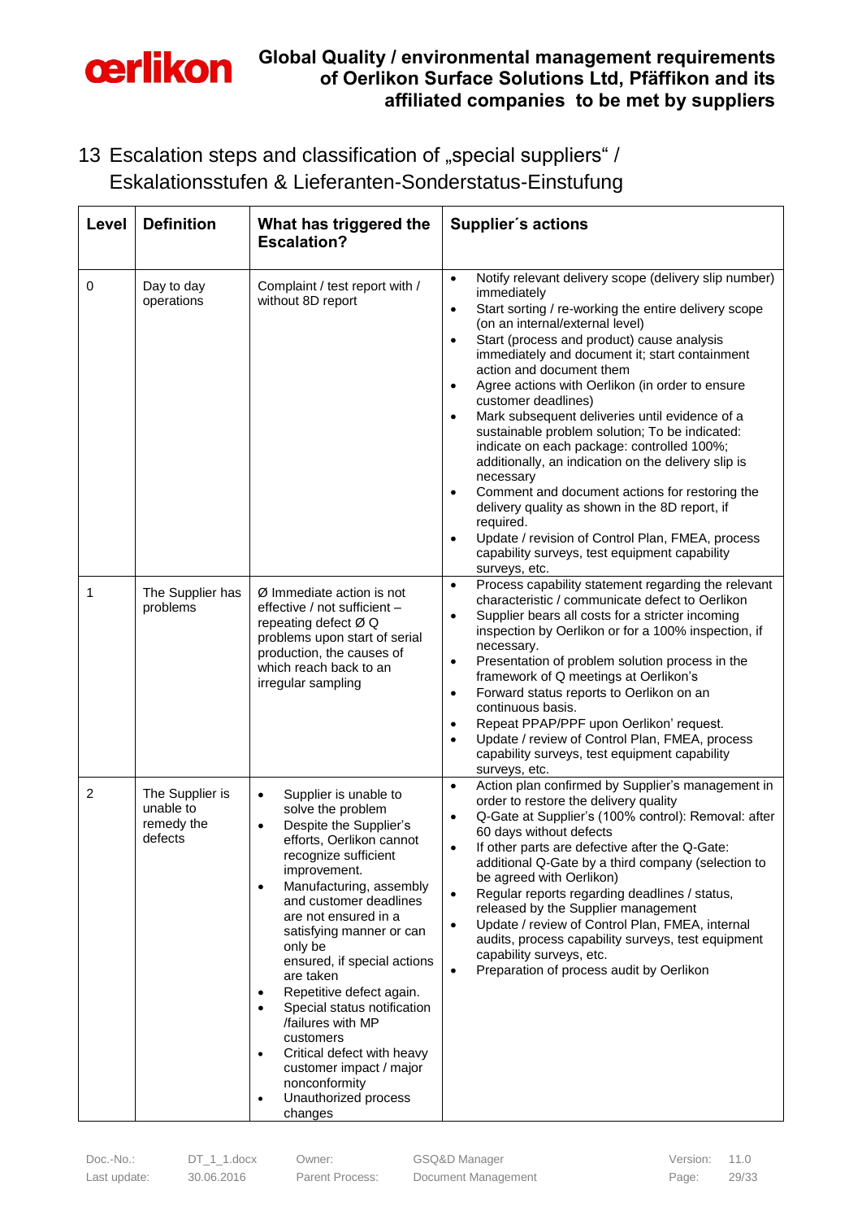# 13 Escalation steps and classification of „special suppliers“ / Eskalationsstufen & Lieferanten-Sonderstatus-Einstufung

| Level | Definition | What has triggered the Escalation? | Supplier´s actions |
|---|---|---|---|
| 0 | Day to day operations | Complaint / test report with / without 8D report | • Notify relevant delivery scope (delivery slip number) immediately<br>• Start sorting / re-working the entire delivery scope (on an internal/external level)<br>• Start (process and product) cause analysis immediately and document it; start containment action and document them<br>• Agree actions with Oerlikon (in order to ensure customer deadlines)<br>• Mark subsequent deliveries until evidence of a sustainable problem solution; To be indicated: indicate on each package: controlled 100%; additionally, an indication on the delivery slip is necessary<br>• Comment and document actions for restoring the delivery quality as shown in the 8D report, if required.<br>• Update / revision of Control Plan, FMEA, process capability surveys, test equipment capability surveys, etc. |
| 1 | The Supplier has problems | Ø Immediate action is not effective / not sufficient – repeating defect Ø Q problems upon start of serial production, the causes of which reach back to an irregular sampling | • Process capability statement regarding the relevant characteristic / communicate defect to Oerlikon<br>• Supplier bears all costs for a stricter incoming inspection by Oerlikon or for a 100% inspection, if necessary.<br>• Presentation of problem solution process in the framework of Q meetings at Oerlikon's<br>• Forward status reports to Oerlikon on an continuous basis.<br>• Repeat PPAP/PPF upon Oerlikon' request.<br>• Update / review of Control Plan, FMEA, process capability surveys, test equipment capability surveys, etc. |
| 2 | The Supplier is unable to remedy the defects | • Supplier is unable to solve the problem<br>• Despite the Supplier's efforts, Oerlikon cannot recognize sufficient improvement.<br>• Manufacturing, assembly and customer deadlines are not ensured in a satisfying manner or can only be ensured, if special actions are taken<br>• Repetitive defect again.<br>• Special status notification /failures with MP customers<br>• Critical defect with heavy customer impact / major nonconformity<br>• Unauthorized process changes | • Action plan confirmed by Supplier's management in order to restore the delivery quality<br>• Q-Gate at Supplier's (100% control): Removal: after 60 days without defects<br>• If other parts are defective after the Q-Gate: additional Q-Gate by a third company (selection to be agreed with Oerlikon)<br>• Regular reports regarding deadlines / status, released by the Supplier management<br>• Update / review of Control Plan, FMEA, internal audits, process capability surveys, test equipment capability surveys, etc.<br>• Preparation of process audit by Oerlikon |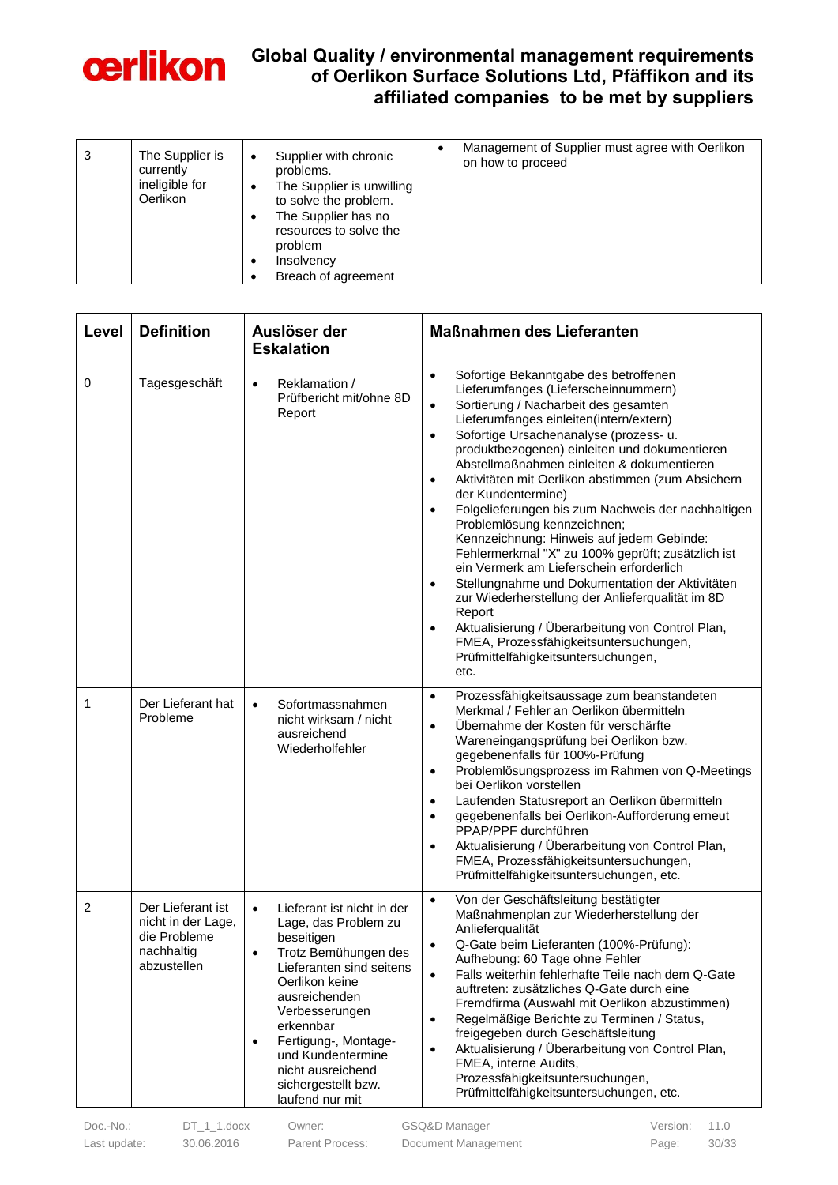| | | | |
|---|---|---|---|
| 3 | The Supplier is currently ineligible for Oerlikon | • Supplier with chronic problems.<br>• The Supplier is unwilling to solve the problem.<br>• The Supplier has no resources to solve the problem<br>• Insolvency<br>• Breach of agreement | • Management of Supplier must agree with Oerlikon on how to proceed |

| Level | Definition | Auslöser der Eskalation | Maßnahmen des Lieferanten |
|---|---|---|---|
| 0 | Tagesgeschäft | • Reklamation / Prüfbericht mit/ohne 8D Report | • Sofortige Bekanntgabe des betroffenen Lieferumfanges (Lieferscheinnummern)<br>• Sortierung / Nacharbeit des gesamten Lieferumfanges einleiten(intern/extern)<br>• Sofortige Ursachenanalyse (prozess- u. produktbezogenen) einleiten und dokumentieren Abstellmaßnahmen einleiten & dokumentieren<br>• Aktivitäten mit Oerlikon abstimmen (zum Absichern der Kundentermine)<br>• Folgelieferungen bis zum Nachweis der nachhaltigen Problemlösung kennzeichnen; Kennzeichnung: Hinweis auf jedem Gebinde: Fehlermerkmal "X" zu 100% geprüft; zusätzlich ist ein Vermerk am Lieferschein erforderlich<br>• Stellungnahme und Dokumentation der Aktivitäten zur Wiederherstellung der Anlieferqualität im 8D Report<br>• Aktualisierung / Überarbeitung von Control Plan, FMEA, Prozessfähigkeitsuntersuchungen, Prüfmittelfähigkeitsuntersuchungen, etc. |
| 1 | Der Lieferant hat Probleme | • Sofortmassnahmen nicht wirksam / nicht ausreichend Wiederholfehler | • Prozessfähigkeitsaussage zum beanstandeten Merkmal / Fehler an Oerlikon übermitteln<br>• Übernahme der Kosten für verschärfte Wareneingangsprüfung bei Oerlikon bzw. gegebenenfalls für 100%-Prüfung<br>• Problemlösungsprozess im Rahmen von Q-Meetings bei Oerlikon vorstellen<br>• Laufenden Statusreport an Oerlikon übermitteln<br>• gegebenenfalls bei Oerlikon-Aufforderung erneut PPAP/PPF durchführen<br>• Aktualisierung / Überarbeitung von Control Plan, FMEA, Prozessfähigkeitsuntersuchungen, Prüfmittelfähigkeitsuntersuchungen, etc. |
| 2 | Der Lieferant ist nicht in der Lage, die Probleme nachhaltig abzustellen | • Lieferant ist nicht in der Lage, das Problem zu beseitigen<br>• Trotz Bemühungen des Lieferanten sind seitens Oerlikon keine ausreichenden Verbesserungen erkennbar<br>• Fertigung-, Montage- und Kundentermine nicht ausreichend sichergestellt bzw. laufend nur mit | • Von der Geschäftsleitung bestätigter Maßnahmenplan zur Wiederherstellung der Anlieferqualität<br>• Q-Gate beim Lieferanten (100%-Prüfung): Aufhebung: 60 Tage ohne Fehler<br>• Falls weiterhin fehlerhafte Teile nach dem Q-Gate auftreten: zusätzliches Q-Gate durch eine Fremdfirma (Auswahl mit Oerlikon abzustimmen)<br>• Regelmäßige Berichte zu Terminen / Status, freigegeben durch Geschäftsleitung<br>• Aktualisierung / Überarbeitung von Control Plan, FMEA, interne Audits, Prozessfähigkeitsuntersuchungen, Prüfmittelfähigkeitsuntersuchungen, etc. |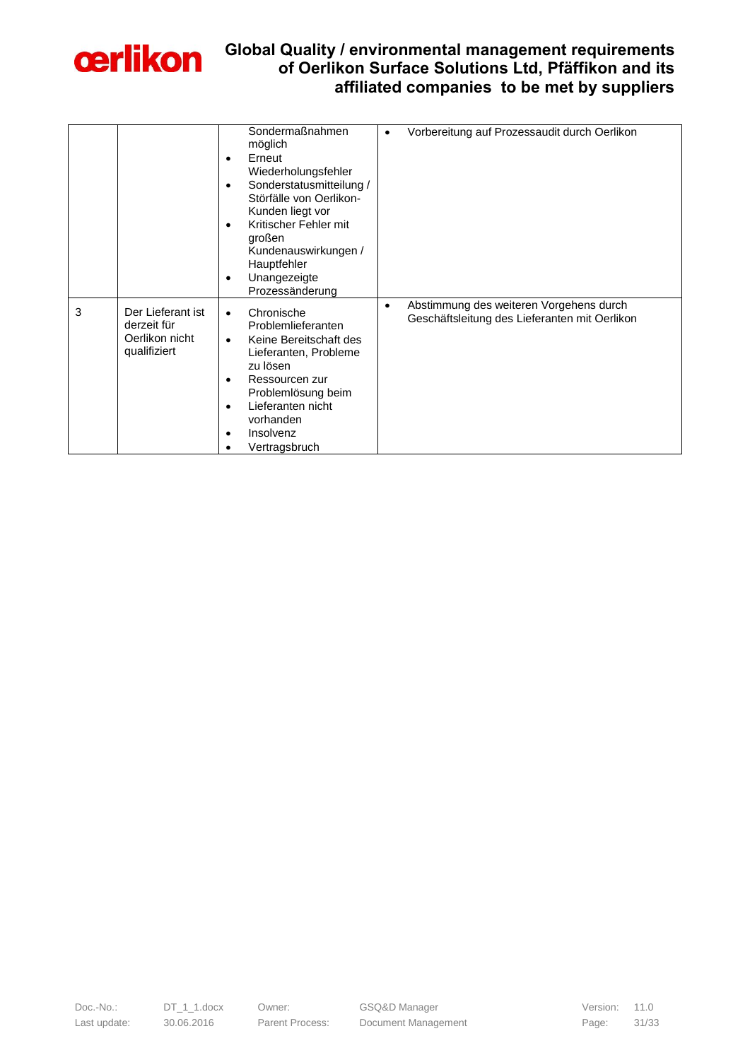| | | | |
|---|---|---|---|
| | | Sondermaßnahmen möglich<br>• Erneut Wiederholungsfehler<br>• Sonderstatusmitteilung / Störfälle von Oerlikon-Kunden liegt vor<br>• Kritischer Fehler mit großen Kundenauswirkungen / Hauptfehler<br>• Unangezeigte Prozessänderung | • Vorbereitung auf Prozessaudit durch Oerlikon |
| 3 | Der Lieferant ist derzeit für Oerlikon nicht qualifiziert | • Chronische Problemlieferanten<br>• Keine Bereitschaft des Lieferanten, Probleme zu lösen<br>• Ressourcen zur Problemlösung beim<br>• Lieferanten nicht vorhanden<br>• Insolvenz<br>• Vertragsbruch | • Abstimmung des weiteren Vorgehens durch Geschäftsleitung des Lieferanten mit Oerlikon |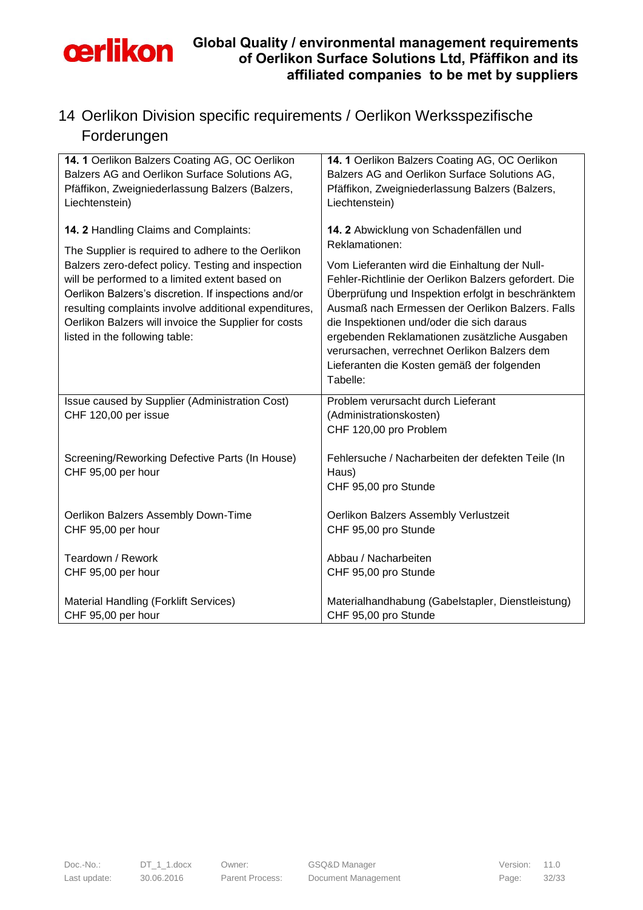# 14 Oerlikon Division specific requirements / Oerlikon Werksspezifische Forderungen

| **14. 1** Oerlikon Balzers Coating AG, OC Oerlikon Balzers AG and Oerlikon Surface Solutions AG, Pfäffikon, Zweigniederlassung Balzers (Balzers, Liechtenstein)<br><br>**14. 2** Handling Claims and Complaints:<br><br>The Supplier is required to adhere to the Oerlikon Balzers zero-defect policy. Testing and inspection will be performed to a limited extent based on Oerlikon Balzers's discretion. If inspections and/or resulting complaints involve additional expenditures, Oerlikon Balzers will invoice the Supplier for costs listed in the following table: | **14. 1** Oerlikon Balzers Coating AG, OC Oerlikon Balzers AG and Oerlikon Surface Solutions AG, Pfäffikon, Zweigniederlassung Balzers (Balzers, Liechtenstein)<br><br>**14. 2** Abwicklung von Schadenfällen und Reklamationen:<br><br>Vom Lieferanten wird die Einhaltung der Null-Fehler-Richtlinie der Oerlikon Balzers gefordert. Die Überprüfung und Inspektion erfolgt in beschränktem Ausmaß nach Ermessen der Oerlikon Balzers. Falls die Inspektionen und/oder die sich daraus ergebenden Reklamationen zusätzliche Ausgaben verursachen, verrechnet Oerlikon Balzers dem Lieferanten die Kosten gemäß der folgenden Tabelle: |
|---|---|
| Issue caused by Supplier (Administration Cost)<br>CHF 120,00 per issue<br><br>Screening/Reworking Defective Parts (In House)<br>CHF 95,00 per hour<br><br>Oerlikon Balzers Assembly Down-Time<br>CHF 95,00 per hour<br><br>Teardown / Rework<br>CHF 95,00 per hour<br><br>Material Handling (Forklift Services)<br>CHF 95,00 per hour | Problem verursacht durch Lieferant (Administrationskosten)<br>CHF 120,00 pro Problem<br><br>Fehlersuche / Nacharbeiten der defekten Teile (In Haus)<br>CHF 95,00 pro Stunde<br><br>Oerlikon Balzers Assembly Verlustzeit<br>CHF 95,00 pro Stunde<br><br>Abbau / Nacharbeiten<br>CHF 95,00 pro Stunde<br><br>Materialhandhabung (Gabelstapler, Dienstleistung)<br>CHF 95,00 pro Stunde |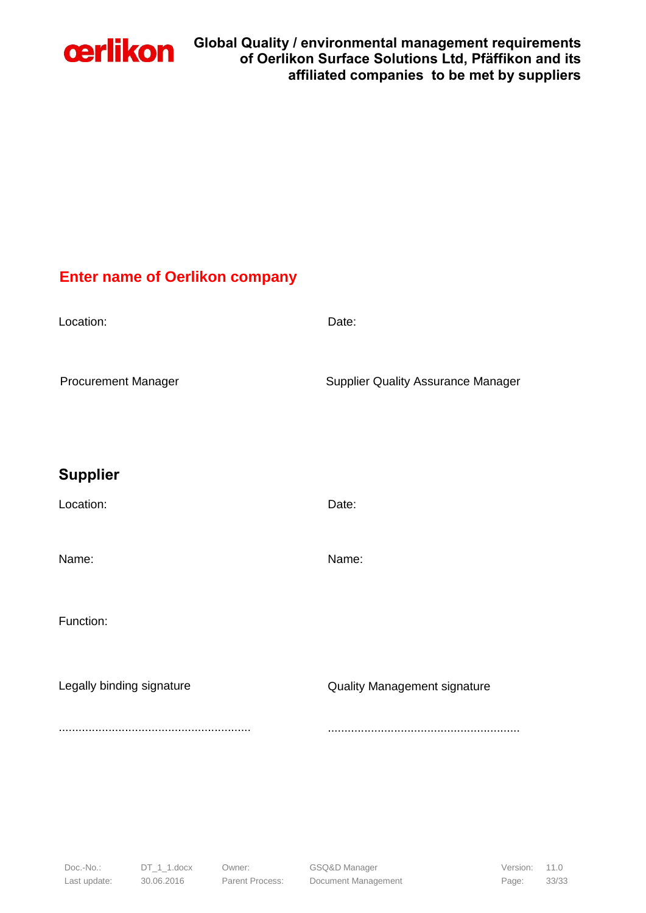## Enter name of Oerlikon company

| | |
|---|---|
| Location: | Date: |
| Procurement Manager | Supplier Quality Assurance Manager |

## Supplier

| | |
|---|---|
| Location: | Date: |
| Name: | Name: |
| Function: | |
| Legally binding signature | Quality Management signature |
| ......................................................... | ......................................................... |